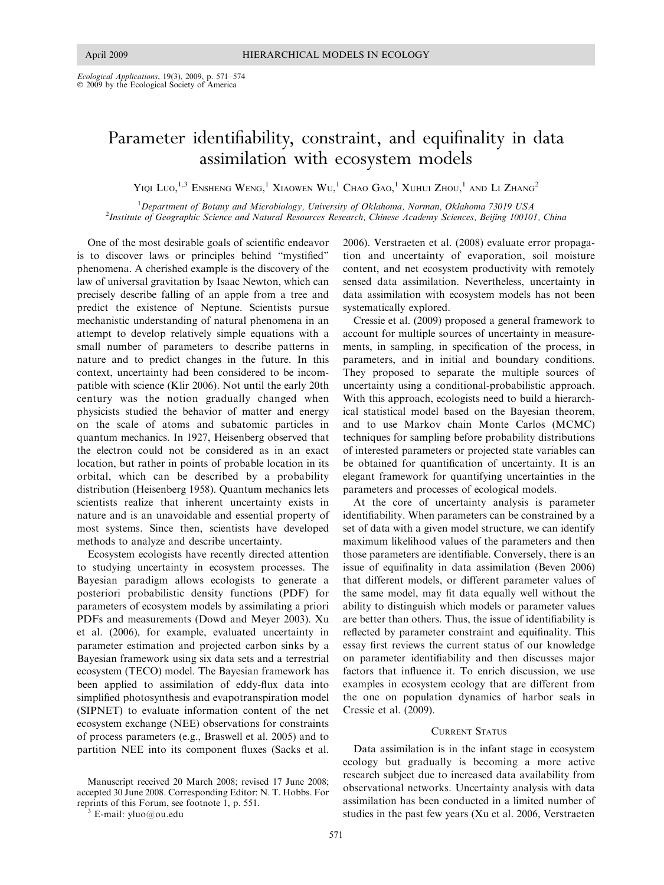# Parameter identifiability, constraint, and equifinality in data assimilation with ecosystem models

Yiqi Luo,[1,3] Ensheng Weng,[1] Xiaowen Wu,[1] Chao Gao,[1] Xuhui Zhou,[1] and Li Zhang[2]

[1]*Department of Botany and Microbiology, University of Oklahoma, Norman, Oklahoma 73019 USA*
[2]*Institute of Geographic Science and Natural Resources Research, Chinese Academy Sciences, Beijing 100101, China*

One of the most desirable goals of scientific endeavor is to discover laws or principles behind "mystified" phenomena. A cherished example is the discovery of the law of universal gravitation by Isaac Newton, which can precisely describe falling of an apple from a tree and predict the existence of Neptune. Scientists pursue mechanistic understanding of natural phenomena in an attempt to develop relatively simple equations with a small number of parameters to describe patterns in nature and to predict changes in the future. In this context, uncertainty had been considered to be incompatible with science (Klir 2006). Not until the early 20th century was the notion gradually changed when physicists studied the behavior of matter and energy on the scale of atoms and subatomic particles in quantum mechanics. In 1927, Heisenberg observed that the electron could not be considered as in an exact location, but rather in points of probable location in its orbital, which can be described by a probability distribution (Heisenberg 1958). Quantum mechanics lets scientists realize that inherent uncertainty exists in nature and is an unavoidable and essential property of most systems. Since then, scientists have developed methods to analyze and describe uncertainty.

Ecosystem ecologists have recently directed attention to studying uncertainty in ecosystem processes. The Bayesian paradigm allows ecologists to generate a posteriori probabilistic density functions (PDF) for parameters of ecosystem models by assimilating a priori PDFs and measurements (Dowd and Meyer 2003). Xu et al. (2006), for example, evaluated uncertainty in parameter estimation and projected carbon sinks by a Bayesian framework using six data sets and a terrestrial ecosystem (TECO) model. The Bayesian framework has been applied to assimilation of eddy-flux data into simplified photosynthesis and evapotranspiration model (SIPNET) to evaluate information content of the net ecosystem exchange (NEE) observations for constraints of process parameters (e.g., Braswell et al. 2005) and to partition NEE into its component fluxes (Sacks et al. 2006). Verstraeten et al. (2008) evaluate error propagation and uncertainty of evaporation, soil moisture content, and net ecosystem productivity with remotely sensed data assimilation. Nevertheless, uncertainty in data assimilation with ecosystem models has not been systematically explored.

Cressie et al. (2009) proposed a general framework to account for multiple sources of uncertainty in measurements, in sampling, in specification of the process, in parameters, and in initial and boundary conditions. They proposed to separate the multiple sources of uncertainty using a conditional-probabilistic approach. With this approach, ecologists need to build a hierarchical statistical model based on the Bayesian theorem, and to use Markov chain Monte Carlos (MCMC) techniques for sampling before probability distributions of interested parameters or projected state variables can be obtained for quantification of uncertainty. It is an elegant framework for quantifying uncertainties in the parameters and processes of ecological models.

At the core of uncertainty analysis is parameter identifiability. When parameters can be constrained by a set of data with a given model structure, we can identify maximum likelihood values of the parameters and then those parameters are identifiable. Conversely, there is an issue of equifinality in data assimilation (Beven 2006) that different models, or different parameter values of the same model, may fit data equally well without the ability to distinguish which models or parameter values are better than others. Thus, the issue of identifiability is reflected by parameter constraint and equifinality. This essay first reviews the current status of our knowledge on parameter identifiability and then discusses major factors that influence it. To enrich discussion, we use examples in ecosystem ecology that are different from the one on population dynamics of harbor seals in Cressie et al. (2009).

## Current Status

Data assimilation is in the infant stage in ecosystem ecology but gradually is becoming a more active research subject due to increased data availability from observational networks. Uncertainty analysis with data assimilation has been conducted in a limited number of studies in the past few years (Xu et al. 2006, Verstraeten

Manuscript received 20 March 2008; revised 17 June 2008; accepted 30 June 2008. Corresponding Editor: N. T. Hobbs. For reprints of this Forum, see footnote 1, p. 551.

[3] E-mail: yluo@ou.edu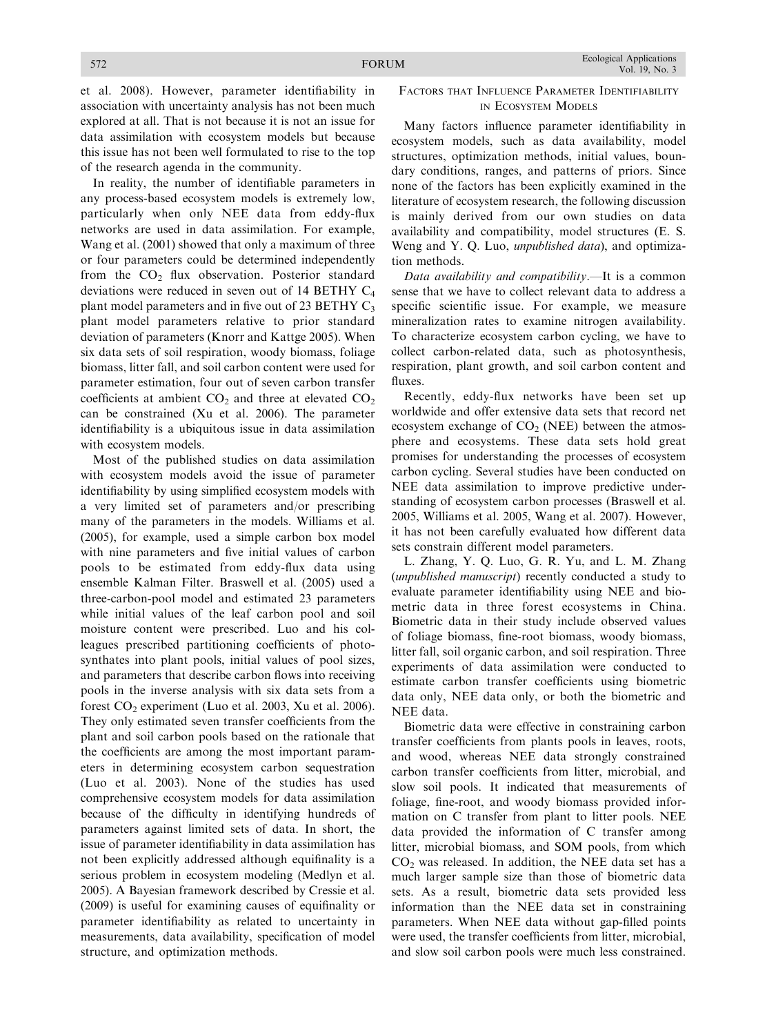et al. 2008). However, parameter identifiability in association with uncertainty analysis has not been much explored at all. That is not because it is not an issue for data assimilation with ecosystem models but because this issue has not been well formulated to rise to the top of the research agenda in the community.

In reality, the number of identifiable parameters in any process-based ecosystem models is extremely low, particularly when only NEE data from eddy-flux networks are used in data assimilation. For example, Wang et al. (2001) showed that only a maximum of three or four parameters could be determined independently from the $CO_2$ flux observation. Posterior standard deviations were reduced in seven out of 14 BETHY $C_4$ plant model parameters and in five out of 23 BETHY $C_3$ plant model parameters relative to prior standard deviation of parameters (Knorr and Kattge 2005). When six data sets of soil respiration, woody biomass, foliage biomass, litter fall, and soil carbon content were used for parameter estimation, four out of seven carbon transfer coefficients at ambient $CO_2$ and three at elevated $CO_2$ can be constrained (Xu et al. 2006). The parameter identifiability is a ubiquitous issue in data assimilation with ecosystem models.

Most of the published studies on data assimilation with ecosystem models avoid the issue of parameter identifiability by using simplified ecosystem models with a very limited set of parameters and/or prescribing many of the parameters in the models. Williams et al. (2005), for example, used a simple carbon box model with nine parameters and five initial values of carbon pools to be estimated from eddy-flux data using ensemble Kalman Filter. Braswell et al. (2005) used a three-carbon-pool model and estimated 23 parameters while initial values of the leaf carbon pool and soil moisture content were prescribed. Luo and his colleagues prescribed partitioning coefficients of photosynthates into plant pools, initial values of pool sizes, and parameters that describe carbon flows into receiving pools in the inverse analysis with six data sets from a forest $CO_2$ experiment (Luo et al. 2003, Xu et al. 2006). They only estimated seven transfer coefficients from the plant and soil carbon pools based on the rationale that the coefficients are among the most important parameters in determining ecosystem carbon sequestration (Luo et al. 2003). None of the studies has used comprehensive ecosystem models for data assimilation because of the difficulty in identifying hundreds of parameters against limited sets of data. In short, the issue of parameter identifiability in data assimilation has not been explicitly addressed although equifinality is a serious problem in ecosystem modeling (Medlyn et al. 2005). A Bayesian framework described by Cressie et al. (2009) is useful for examining causes of equifinality or parameter identifiability as related to uncertainty in measurements, data availability, specification of model structure, and optimization methods.

## Factors that Influence Parameter Identifiability in Ecosystem Models

Many factors influence parameter identifiability in ecosystem models, such as data availability, model structures, optimization methods, initial values, boundary conditions, ranges, and patterns of priors. Since none of the factors has been explicitly examined in the literature of ecosystem research, the following discussion is mainly derived from our own studies on data availability and compatibility, model structures (E. S. Weng and Y. Q. Luo, *unpublished data*), and optimization methods.

*Data availability and compatibility*.—It is a common sense that we have to collect relevant data to address a specific scientific issue. For example, we measure mineralization rates to examine nitrogen availability. To characterize ecosystem carbon cycling, we have to collect carbon-related data, such as photosynthesis, respiration, plant growth, and soil carbon content and fluxes.

Recently, eddy-flux networks have been set up worldwide and offer extensive data sets that record net ecosystem exchange of $CO_2$ (NEE) between the atmosphere and ecosystems. These data sets hold great promises for understanding the processes of ecosystem carbon cycling. Several studies have been conducted on NEE data assimilation to improve predictive understanding of ecosystem carbon processes (Braswell et al. 2005, Williams et al. 2005, Wang et al. 2007). However, it has not been carefully evaluated how different data sets constrain different model parameters.

L. Zhang, Y. Q. Luo, G. R. Yu, and L. M. Zhang (*unpublished manuscript*) recently conducted a study to evaluate parameter identifiability using NEE and biometric data in three forest ecosystems in China. Biometric data in their study include observed values of foliage biomass, fine-root biomass, woody biomass, litter fall, soil organic carbon, and soil respiration. Three experiments of data assimilation were conducted to estimate carbon transfer coefficients using biometric data only, NEE data only, or both the biometric and NEE data.

Biometric data were effective in constraining carbon transfer coefficients from plants pools in leaves, roots, and wood, whereas NEE data strongly constrained carbon transfer coefficients from litter, microbial, and slow soil pools. It indicated that measurements of foliage, fine-root, and woody biomass provided information on C transfer from plant to litter pools. NEE data provided the information of C transfer among litter, microbial biomass, and SOM pools, from which $CO_2$ was released. In addition, the NEE data set has a much larger sample size than those of biometric data sets. As a result, biometric data sets provided less information than the NEE data set in constraining parameters. When NEE data without gap-filled points were used, the transfer coefficients from litter, microbial, and slow soil carbon pools were much less constrained.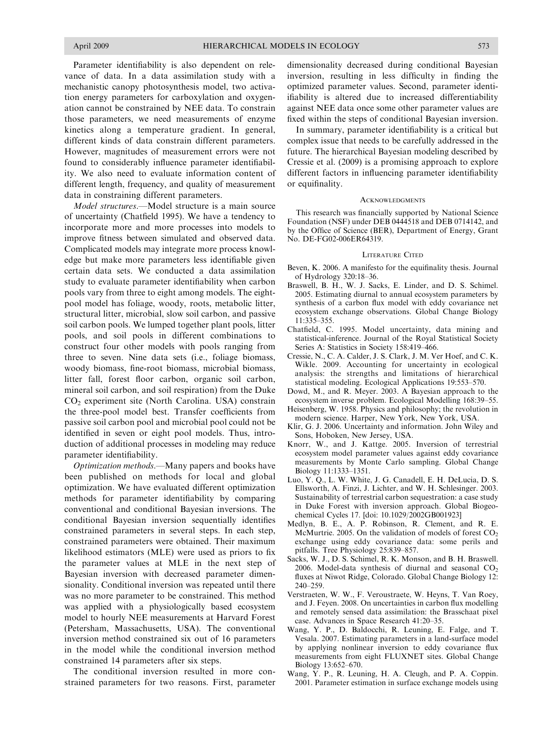Parameter identifiability is also dependent on relevance of data. In a data assimilation study with a mechanistic canopy photosynthesis model, two activation energy parameters for carboxylation and oxygenation cannot be constrained by NEE data. To constrain those parameters, we need measurements of enzyme kinetics along a temperature gradient. In general, different kinds of data constrain different parameters. However, magnitudes of measurement errors were not found to considerably influence parameter identifiability. We also need to evaluate information content of different length, frequency, and quality of measurement data in constraining different parameters.

*Model structures*.—Model structure is a main source of uncertainty (Chatfield 1995). We have a tendency to incorporate more and more processes into models to improve fitness between simulated and observed data. Complicated models may integrate more process knowledge but make more parameters less identifiable given certain data sets. We conducted a data assimilation study to evaluate parameter identifiability when carbon pools vary from three to eight among models. The eight-pool model has foliage, woody, roots, metabolic litter, structural litter, microbial, slow soil carbon, and passive soil carbon pools. We lumped together plant pools, litter pools, and soil pools in different combinations to construct four other models with pools ranging from three to seven. Nine data sets (i.e., foliage biomass, woody biomass, fine-root biomass, microbial biomass, litter fall, forest floor carbon, organic soil carbon, mineral soil carbon, and soil respiration) from the Duke $CO_2$ experiment site (North Carolina. USA) constrain the three-pool model best. Transfer coefficients from passive soil carbon pool and microbial pool could not be identified in seven or eight pool models. Thus, introduction of additional processes in modeling may reduce parameter identifiability.

*Optimization methods*.—Many papers and books have been published on methods for local and global optimization. We have evaluated different optimization methods for parameter identifiability by comparing conventional and conditional Bayesian inversions. The conditional Bayesian inversion sequentially identifies constrained parameters in several steps. In each step, constrained parameters were obtained. Their maximum likelihood estimators (MLE) were used as priors to fix the parameter values at MLE in the next step of Bayesian inversion with decreased parameter dimensionality. Conditional inversion was repeated until there was no more parameter to be constrained. This method was applied with a physiologically based ecosystem model to hourly NEE measurements at Harvard Forest (Petersham, Massachusetts, USA). The conventional inversion method constrained six out of 16 parameters in the model while the conditional inversion method constrained 14 parameters after six steps.

The conditional inversion resulted in more constrained parameters for two reasons. First, parameter dimensionality decreased during conditional Bayesian inversion, resulting in less difficulty in finding the optimized parameter values. Second, parameter identifiability is altered due to increased differentiability against NEE data once some other parameter values are fixed within the steps of conditional Bayesian inversion.

In summary, parameter identifiability is a critical but complex issue that needs to be carefully addressed in the future. The hierarchical Bayesian modeling described by Cressie et al. (2009) is a promising approach to explore different factors in influencing parameter identifiability or equifinality.

## Acknowledgments

This research was financially supported by National Science Foundation (NSF) under DEB 0444518 and DEB 0714142, and by the Office of Science (BER), Department of Energy, Grant No. DE-FG02-006ER64319.

## Literature Cited

Beven, K. 2006. A manifesto for the equifinality thesis. Journal of Hydrology 320:18–36.

Braswell, B. H., W. J. Sacks, E. Linder, and D. S. Schimel. 2005. Estimating diurnal to annual ecosystem parameters by synthesis of a carbon flux model with eddy covariance net ecosystem exchange observations. Global Change Biology 11:335–355.

Chatfield, C. 1995. Model uncertainty, data mining and statistical-inference. Journal of the Royal Statistical Society Series A: Statistics in Society 158:419–466.

Cressie, N., C. A. Calder, J. S. Clark, J. M. Ver Hoef, and C. K. Wikle. 2009. Accounting for uncertainty in ecological analysis: the strengths and limitations of hierarchical statistical modeling. Ecological Applications 19:553–570.

Dowd, M., and R. Meyer. 2003. A Bayesian approach to the ecosystem inverse problem. Ecological Modelling 168:39–55.

Heisenberg, W. 1958. Physics and philosophy; the revolution in modern science. Harper, New York, New York, USA.

Klir, G. J. 2006. Uncertainty and information. John Wiley and Sons, Hoboken, New Jersey, USA.

Knorr, W., and J. Kattge. 2005. Inversion of terrestrial ecosystem model parameter values against eddy covariance measurements by Monte Carlo sampling. Global Change Biology 11:1333–1351.

Luo, Y. Q., L. W. White, J. G. Canadell, E. H. DeLucia, D. S. Ellsworth, A. Finzi, J. Lichter, and W. H. Schlesinger. 2003. Sustainability of terrestrial carbon sequestration: a case study in Duke Forest with inversion approach. Global Biogeochemical Cycles 17. [doi: 10.1029/2002GB001923]

Medlyn, B. E., A. P. Robinson, R. Clement, and R. E. McMurtrie. 2005. On the validation of models of forest $CO_2$ exchange using eddy covariance data: some perils and pitfalls. Tree Physiology 25:839–857.

Sacks, W. J., D. S. Schimel, R. K. Monson, and B. H. Braswell. 2006. Model-data synthesis of diurnal and seasonal $CO_2$ fluxes at Niwot Ridge, Colorado. Global Change Biology 12: 240–259.

Verstraeten, W. W., F. Veroustraete, W. Heyns, T. Van Roey, and J. Feyen. 2008. On uncertainties in carbon flux modelling and remotely sensed data assimilation: the Brasschaat pixel case. Advances in Space Research 41:20–35.

Wang, Y. P., D. Baldocchi, R. Leuning, E. Falge, and T. Vesala. 2007. Estimating parameters in a land-surface model by applying nonlinear inversion to eddy covariance flux measurements from eight FLUXNET sites. Global Change Biology 13:652–670.

Wang, Y. P., R. Leuning, H. A. Cleugh, and P. A. Coppin. 2001. Parameter estimation in surface exchange models using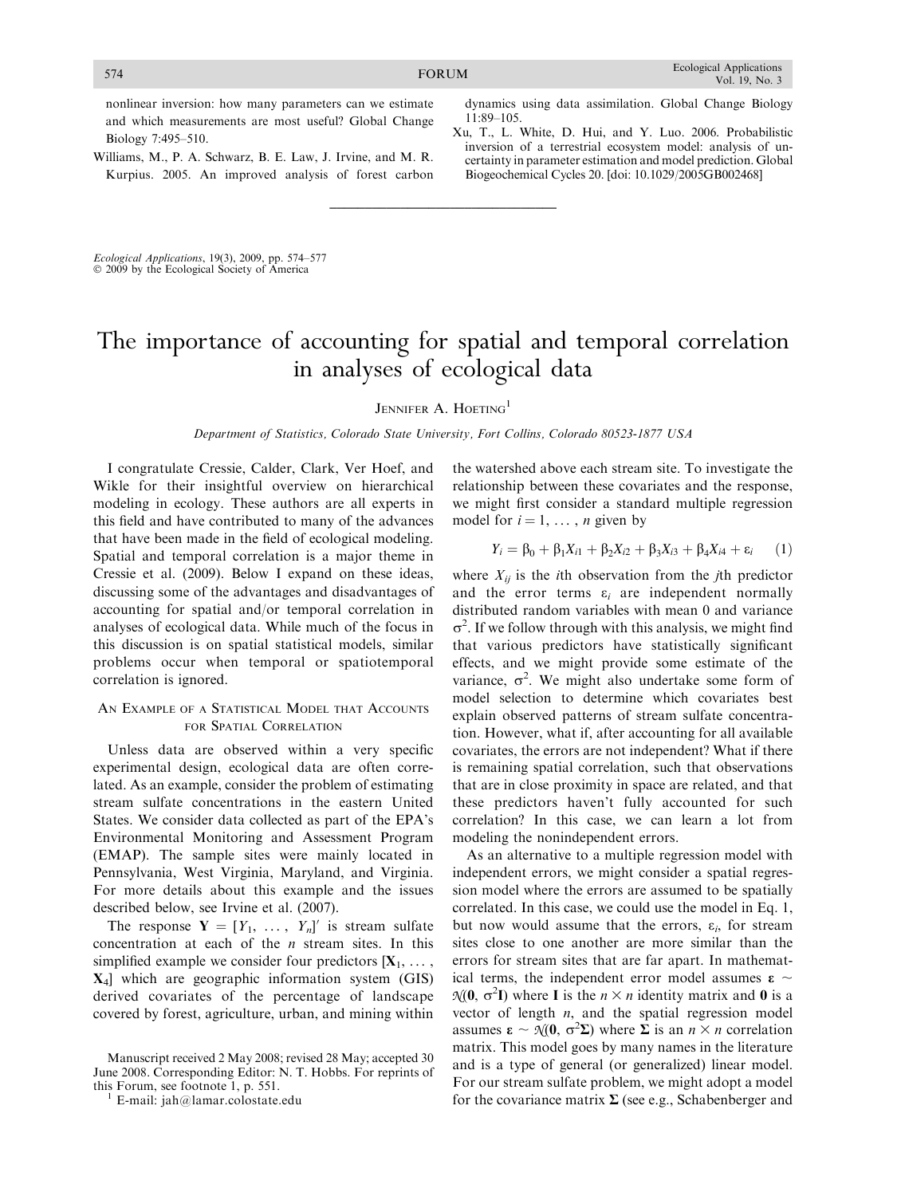nonlinear inversion: how many parameters can we estimate and which measurements are most useful? Global Change Biology 7:495–510.

Williams, M., P. A. Schwarz, B. E. Law, J. Irvine, and M. R. Kurpius. 2005. An improved analysis of forest carbon dynamics using data assimilation. Global Change Biology 11:89–105.

Xu, T., L. White, D. Hui, and Y. Luo. 2006. Probabilistic inversion of a terrestrial ecosystem model: analysis of uncertainty in parameter estimation and model prediction. Global Biogeochemical Cycles 20. [doi: 10.1029/2005GB002468]

---

*Ecological Applications*, 19(3), 2009, pp. 574–577
© 2009 by the Ecological Society of America

# The importance of accounting for spatial and temporal correlation in analyses of ecological data

Jennifer A. Hoeting[1]

*Department of Statistics, Colorado State University, Fort Collins, Colorado 80523-1877 USA*

I congratulate Cressie, Calder, Clark, Ver Hoef, and Wikle for their insightful overview on hierarchical modeling in ecology. These authors are all experts in this field and have contributed to many of the advances that have been made in the field of ecological modeling. Spatial and temporal correlation is a major theme in Cressie et al. (2009). Below I expand on these ideas, discussing some of the advantages and disadvantages of accounting for spatial and/or temporal correlation in analyses of ecological data. While much of the focus in this discussion is on spatial statistical models, similar problems occur when temporal or spatiotemporal correlation is ignored.

## An Example of a Statistical Model that Accounts for Spatial Correlation

Unless data are observed within a very specific experimental design, ecological data are often correlated. As an example, consider the problem of estimating stream sulfate concentrations in the eastern United States. We consider data collected as part of the EPA's Environmental Monitoring and Assessment Program (EMAP). The sample sites were mainly located in Pennsylvania, West Virginia, Maryland, and Virginia. For more details about this example and the issues described below, see Irvine et al. (2007).

The response $\mathbf{Y} = [Y_1, \ldots, Y_n]'$ is stream sulfate concentration at each of the $n$ stream sites. In this simplified example we consider four predictors $[\mathbf{X}_1, \ldots, \mathbf{X}_4]$ which are geographic information system (GIS) derived covariates of the percentage of landscape covered by forest, agriculture, urban, and mining within the watershed above each stream site. To investigate the relationship between these covariates and the response, we might first consider a standard multiple regression model for $i = 1, \ldots, n$ given by

$$Y_i = \beta_0 + \beta_1 X_{i1} + \beta_2 X_{i2} + \beta_3 X_{i3} + \beta_4 X_{i4} + \varepsilon_i \quad (1)$$

where $X_{ij}$ is the $i$th observation from the $j$th predictor and the error terms $\varepsilon_i$ are independent normally distributed random variables with mean 0 and variance $\sigma^2$. If we follow through with this analysis, we might find that various predictors have statistically significant effects, and we might provide some estimate of the variance, $\sigma^2$. We might also undertake some form of model selection to determine which covariates best explain observed patterns of stream sulfate concentration. However, what if, after accounting for all available covariates, the errors are not independent? What if there is remaining spatial correlation, such that observations that are in close proximity in space are related, and that these predictors haven't fully accounted for such correlation? In this case, we can learn a lot from modeling the nonindependent errors.

As an alternative to a multiple regression model with independent errors, we might consider a spatial regression model where the errors are assumed to be spatially correlated. In this case, we could use the model in Eq. 1, but now would assume that the errors, $\varepsilon_i$, for stream sites close to one another are more similar than the errors for stream sites that are far apart. In mathematical terms, the independent error model assumes $\boldsymbol{\varepsilon} \sim \mathcal{N}(\mathbf{0}, \sigma^2\mathbf{I})$ where $\mathbf{I}$ is the $n \times n$ identity matrix and $\mathbf{0}$ is a vector of length $n$, and the spatial regression model assumes $\boldsymbol{\varepsilon} \sim \mathcal{N}(\mathbf{0}, \sigma^2\boldsymbol{\Sigma})$ where $\boldsymbol{\Sigma}$ is an $n \times n$ correlation matrix. This model goes by many names in the literature and is a type of general (or generalized) linear model. For our stream sulfate problem, we might adopt a model for the covariance matrix $\boldsymbol{\Sigma}$ (see e.g., Schabenberger and

Manuscript received 2 May 2008; revised 28 May; accepted 30 June 2008. Corresponding Editor: N. T. Hobbs. For reprints of this Forum, see footnote 1, p. 551.

[1] E-mail: jah@lamar.colostate.edu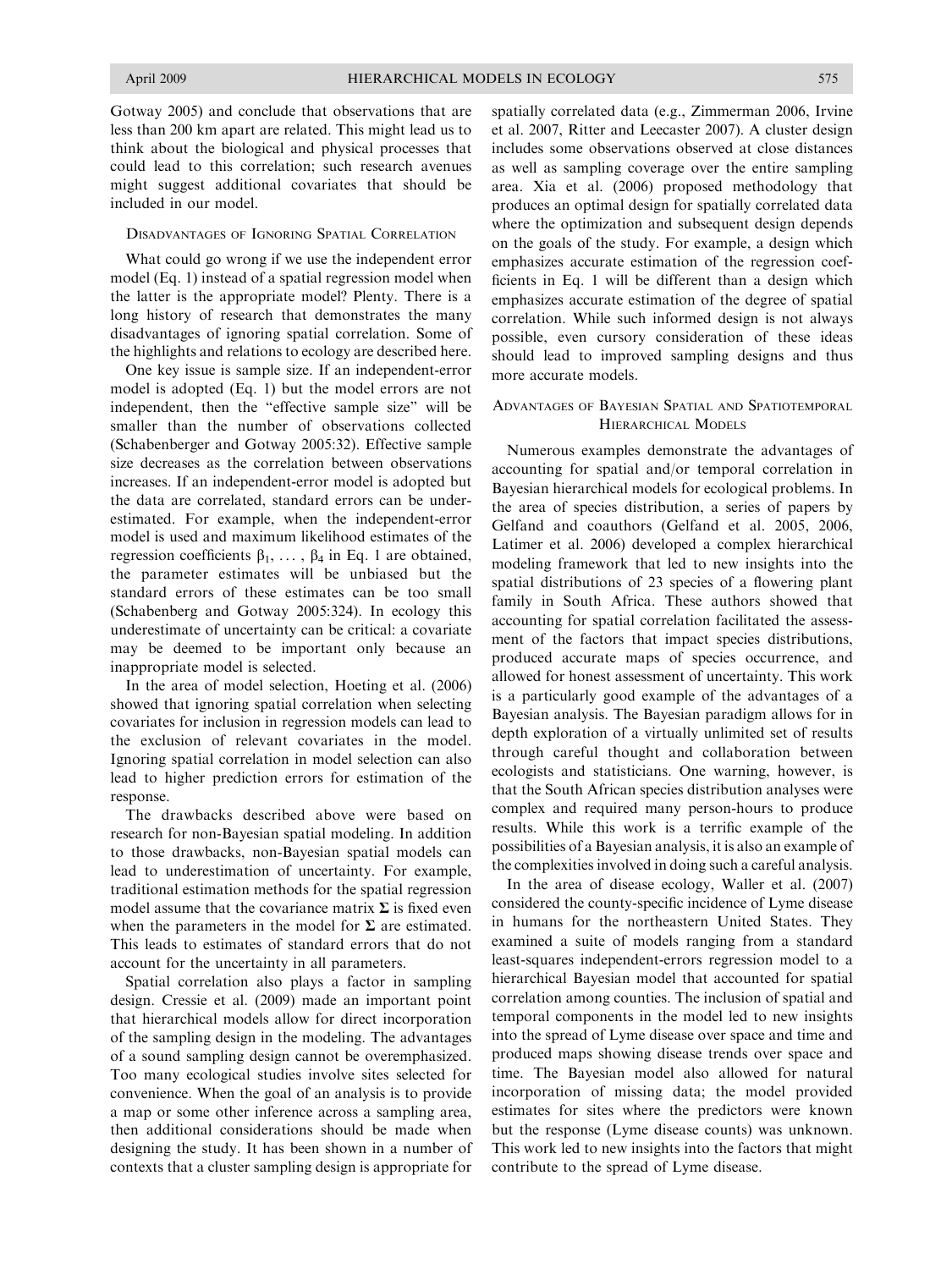Gotway 2005) and conclude that observations that are less than 200 km apart are related. This might lead us to think about the biological and physical processes that could lead to this correlation; such research avenues might suggest additional covariates that should be included in our model.

## Disadvantages of Ignoring Spatial Correlation

What could go wrong if we use the independent error model (Eq. 1) instead of a spatial regression model when the latter is the appropriate model? Plenty. There is a long history of research that demonstrates the many disadvantages of ignoring spatial correlation. Some of the highlights and relations to ecology are described here.

One key issue is sample size. If an independent-error model is adopted (Eq. 1) but the model errors are not independent, then the "effective sample size" will be smaller than the number of observations collected (Schabenberger and Gotway 2005:32). Effective sample size decreases as the correlation between observations increases. If an independent-error model is adopted but the data are correlated, standard errors can be underestimated. For example, when the independent-error model is used and maximum likelihood estimates of the regression coefficients $\beta_1, \ldots, \beta_4$ in Eq. 1 are obtained, the parameter estimates will be unbiased but the standard errors of these estimates can be too small (Schabenberg and Gotway 2005:324). In ecology this underestimate of uncertainty can be critical: a covariate may be deemed to be important only because an inappropriate model is selected.

In the area of model selection, Hoeting et al. (2006) showed that ignoring spatial correlation when selecting covariates for inclusion in regression models can lead to the exclusion of relevant covariates in the model. Ignoring spatial correlation in model selection can also lead to higher prediction errors for estimation of the response.

The drawbacks described above were based on research for non-Bayesian spatial modeling. In addition to those drawbacks, non-Bayesian spatial models can lead to underestimation of uncertainty. For example, traditional estimation methods for the spatial regression model assume that the covariance matrix $\mathbf{\Sigma}$ is fixed even when the parameters in the model for $\mathbf{\Sigma}$ are estimated. This leads to estimates of standard errors that do not account for the uncertainty in all parameters.

Spatial correlation also plays a factor in sampling design. Cressie et al. (2009) made an important point that hierarchical models allow for direct incorporation of the sampling design in the modeling. The advantages of a sound sampling design cannot be overemphasized. Too many ecological studies involve sites selected for convenience. When the goal of an analysis is to provide a map or some other inference across a sampling area, then additional considerations should be made when designing the study. It has been shown in a number of contexts that a cluster sampling design is appropriate for spatially correlated data (e.g., Zimmerman 2006, Irvine et al. 2007, Ritter and Leecaster 2007). A cluster design includes some observations observed at close distances as well as sampling coverage over the entire sampling area. Xia et al. (2006) proposed methodology that produces an optimal design for spatially correlated data where the optimization and subsequent design depends on the goals of the study. For example, a design which emphasizes accurate estimation of the regression coefficients in Eq. 1 will be different than a design which emphasizes accurate estimation of the degree of spatial correlation. While such informed design is not always possible, even cursory consideration of these ideas should lead to improved sampling designs and thus more accurate models.

## Advantages of Bayesian Spatial and Spatiotemporal Hierarchical Models

Numerous examples demonstrate the advantages of accounting for spatial and/or temporal correlation in Bayesian hierarchical models for ecological problems. In the area of species distribution, a series of papers by Gelfand and coauthors (Gelfand et al. 2005, 2006, Latimer et al. 2006) developed a complex hierarchical modeling framework that led to new insights into the spatial distributions of 23 species of a flowering plant family in South Africa. These authors showed that accounting for spatial correlation facilitated the assessment of the factors that impact species distributions, produced accurate maps of species occurrence, and allowed for honest assessment of uncertainty. This work is a particularly good example of the advantages of a Bayesian analysis. The Bayesian paradigm allows for in depth exploration of a virtually unlimited set of results through careful thought and collaboration between ecologists and statisticians. One warning, however, is that the South African species distribution analyses were complex and required many person-hours to produce results. While this work is a terrific example of the possibilities of a Bayesian analysis, it is also an example of the complexities involved in doing such a careful analysis.

In the area of disease ecology, Waller et al. (2007) considered the county-specific incidence of Lyme disease in humans for the northeastern United States. They examined a suite of models ranging from a standard least-squares independent-errors regression model to a hierarchical Bayesian model that accounted for spatial correlation among counties. The inclusion of spatial and temporal components in the model led to new insights into the spread of Lyme disease over space and time and produced maps showing disease trends over space and time. The Bayesian model also allowed for natural incorporation of missing data; the model provided estimates for sites where the predictors were known but the response (Lyme disease counts) was unknown. This work led to new insights into the factors that might contribute to the spread of Lyme disease.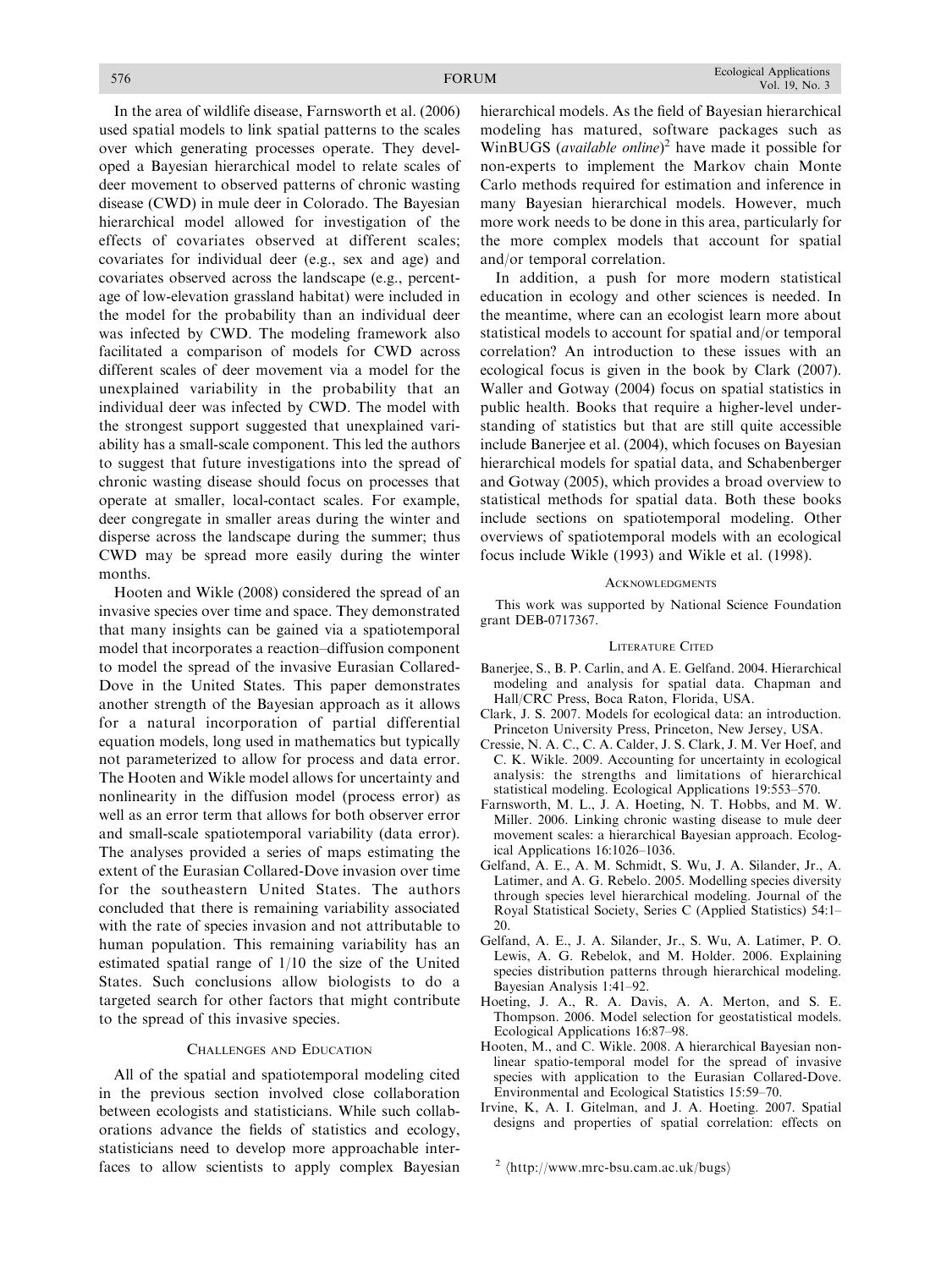In the area of wildlife disease, Farnsworth et al. (2006) used spatial models to link spatial patterns to the scales over which generating processes operate. They developed a Bayesian hierarchical model to relate scales of deer movement to observed patterns of chronic wasting disease (CWD) in mule deer in Colorado. The Bayesian hierarchical model allowed for investigation of the effects of covariates observed at different scales; covariates for individual deer (e.g., sex and age) and covariates observed across the landscape (e.g., percentage of low-elevation grassland habitat) were included in the model for the probability than an individual deer was infected by CWD. The modeling framework also facilitated a comparison of models for CWD across different scales of deer movement via a model for the unexplained variability in the probability that an individual deer was infected by CWD. The model with the strongest support suggested that unexplained variability has a small-scale component. This led the authors to suggest that future investigations into the spread of chronic wasting disease should focus on processes that operate at smaller, local-contact scales. For example, deer congregate in smaller areas during the winter and disperse across the landscape during the summer; thus CWD may be spread more easily during the winter months.

Hooten and Wikle (2008) considered the spread of an invasive species over time and space. They demonstrated that many insights can be gained via a spatiotemporal model that incorporates a reaction–diffusion component to model the spread of the invasive Eurasian Collared-Dove in the United States. This paper demonstrates another strength of the Bayesian approach as it allows for a natural incorporation of partial differential equation models, long used in mathematics but typically not parameterized to allow for process and data error. The Hooten and Wikle model allows for uncertainty and nonlinearity in the diffusion model (process error) as well as an error term that allows for both observer error and small-scale spatiotemporal variability (data error). The analyses provided a series of maps estimating the extent of the Eurasian Collared-Dove invasion over time for the southeastern United States. The authors concluded that there is remaining variability associated with the rate of species invasion and not attributable to human population. This remaining variability has an estimated spatial range of 1/10 the size of the United States. Such conclusions allow biologists to do a targeted search for other factors that might contribute to the spread of this invasive species.

## Challenges and Education

All of the spatial and spatiotemporal modeling cited in the previous section involved close collaboration between ecologists and statisticians. While such collaborations advance the fields of statistics and ecology, statisticians need to develop more approachable interfaces to allow scientists to apply complex Bayesian hierarchical models. As the field of Bayesian hierarchical modeling has matured, software packages such as WinBUGS (*available online*)[2] have made it possible for non-experts to implement the Markov chain Monte Carlo methods required for estimation and inference in many Bayesian hierarchical models. However, much more work needs to be done in this area, particularly for the more complex models that account for spatial and/or temporal correlation.

In addition, a push for more modern statistical education in ecology and other sciences is needed. In the meantime, where can an ecologist learn more about statistical models to account for spatial and/or temporal correlation? An introduction to these issues with an ecological focus is given in the book by Clark (2007). Waller and Gotway (2004) focus on spatial statistics in public health. Books that require a higher-level understanding of statistics but that are still quite accessible include Banerjee et al. (2004), which focuses on Bayesian hierarchical models for spatial data, and Schabenberger and Gotway (2005), which provides a broad overview to statistical methods for spatial data. Both these books include sections on spatiotemporal modeling. Other overviews of spatiotemporal models with an ecological focus include Wikle (1993) and Wikle et al. (1998).

## Acknowledgments

This work was supported by National Science Foundation grant DEB-0717367.

## Literature Cited

Banerjee, S., B. P. Carlin, and A. E. Gelfand. 2004. Hierarchical modeling and analysis for spatial data. Chapman and Hall/CRC Press, Boca Raton, Florida, USA.

Clark, J. S. 2007. Models for ecological data: an introduction. Princeton University Press, Princeton, New Jersey, USA.

Cressie, N. A. C., C. A. Calder, J. S. Clark, J. M. Ver Hoef, and C. K. Wikle. 2009. Accounting for uncertainty in ecological analysis: the strengths and limitations of hierarchical statistical modeling. Ecological Applications 19:553–570.

Farnsworth, M. L., J. A. Hoeting, N. T. Hobbs, and M. W. Miller. 2006. Linking chronic wasting disease to mule deer movement scales: a hierarchical Bayesian approach. Ecological Applications 16:1026–1036.

Gelfand, A. E., A. M. Schmidt, S. Wu, J. A. Silander, Jr., A. Latimer, and A. G. Rebelo. 2005. Modelling species diversity through species level hierarchical modeling. Journal of the Royal Statistical Society, Series C (Applied Statistics) 54:1–20.

Gelfand, A. E., J. A. Silander, Jr., S. Wu, A. Latimer, P. O. Lewis, A. G. Rebelok, and M. Holder. 2006. Explaining species distribution patterns through hierarchical modeling. Bayesian Analysis 1:41–92.

Hoeting, J. A., R. A. Davis, A. A. Merton, and S. E. Thompson. 2006. Model selection for geostatistical models. Ecological Applications 16:87–98.

Hooten, M., and C. Wikle. 2008. A hierarchical Bayesian non-linear spatio-temporal model for the spread of invasive species with application to the Eurasian Collared-Dove. Environmental and Ecological Statistics 15:59–70.

Irvine, K, A. I. Gitelman, and J. A. Hoeting. 2007. Spatial designs and properties of spatial correlation: effects on

[2] ⟨http://www.mrc-bsu.cam.ac.uk/bugs⟩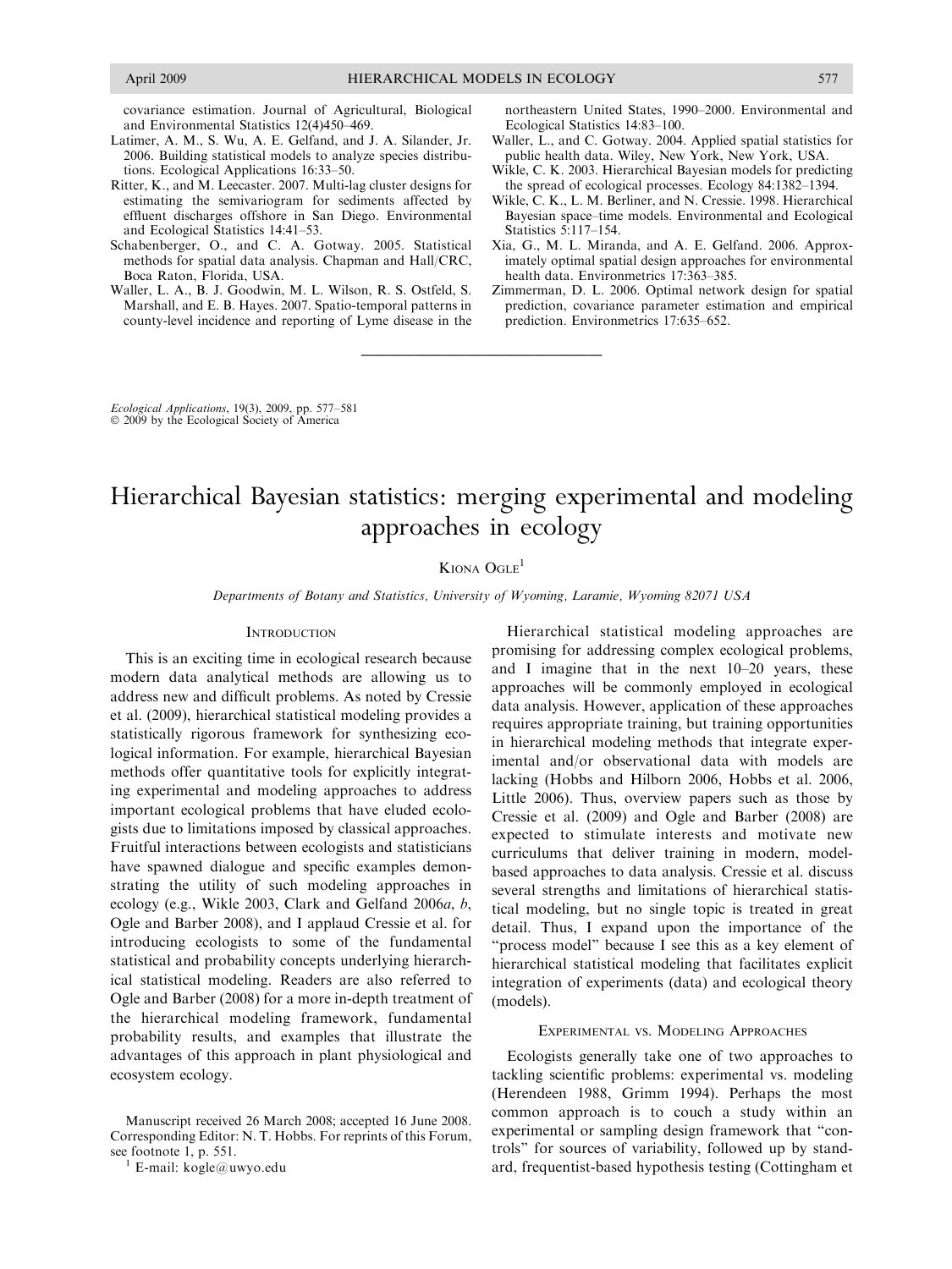covariance estimation. Journal of Agricultural, Biological and Environmental Statistics 12(4)450–469.

Latimer, A. M., S. Wu, A. E. Gelfand, and J. A. Silander, Jr. 2006. Building statistical models to analyze species distributions. Ecological Applications 16:33–50.

Ritter, K., and M. Leecaster. 2007. Multi-lag cluster designs for estimating the semivariogram for sediments affected by effluent discharges offshore in San Diego. Environmental and Ecological Statistics 14:41–53.

Schabenberger, O., and C. A. Gotway. 2005. Statistical methods for spatial data analysis. Chapman and Hall/CRC, Boca Raton, Florida, USA.

Waller, L. A., B. J. Goodwin, M. L. Wilson, R. S. Ostfeld, S. Marshall, and E. B. Hayes. 2007. Spatio-temporal patterns in county-level incidence and reporting of Lyme disease in the northeastern United States, 1990–2000. Environmental and Ecological Statistics 14:83–100.

Waller, L., and C. Gotway. 2004. Applied spatial statistics for public health data. Wiley, New York, New York, USA.

Wikle, C. K. 2003. Hierarchical Bayesian models for predicting the spread of ecological processes. Ecology 84:1382–1394.

Wikle, C. K., L. M. Berliner, and N. Cressie. 1998. Hierarchical Bayesian space–time models. Environmental and Ecological Statistics 5:117–154.

Xia, G., M. L. Miranda, and A. E. Gelfand. 2006. Approximately optimal spatial design approaches for environmental health data. Environmetrics 17:363–385.

Zimmerman, D. L. 2006. Optimal network design for spatial prediction, covariance parameter estimation and empirical prediction. Environmetrics 17:635–652.

---

*Ecological Applications*, 19(3), 2009, pp. 577–581
© 2009 by the Ecological Society of America

# Hierarchical Bayesian statistics: merging experimental and modeling approaches in ecology

Kiona Ogle[1]

*Departments of Botany and Statistics, University of Wyoming, Laramie, Wyoming 82071 USA*

## Introduction

This is an exciting time in ecological research because modern data analytical methods are allowing us to address new and difficult problems. As noted by Cressie et al. (2009), hierarchical statistical modeling provides a statistically rigorous framework for synthesizing ecological information. For example, hierarchical Bayesian methods offer quantitative tools for explicitly integrating experimental and modeling approaches to address important ecological problems that have eluded ecologists due to limitations imposed by classical approaches. Fruitful interactions between ecologists and statisticians have spawned dialogue and specific examples demonstrating the utility of such modeling approaches in ecology (e.g., Wikle 2003, Clark and Gelfand 2006*a*, *b*, Ogle and Barber 2008), and I applaud Cressie et al. for introducing ecologists to some of the fundamental statistical and probability concepts underlying hierarchical statistical modeling. Readers are also referred to Ogle and Barber (2008) for a more in-depth treatment of the hierarchical modeling framework, fundamental probability results, and examples that illustrate the advantages of this approach in plant physiological and ecosystem ecology.

Hierarchical statistical modeling approaches are promising for addressing complex ecological problems, and I imagine that in the next 10–20 years, these approaches will be commonly employed in ecological data analysis. However, application of these approaches requires appropriate training, but training opportunities in hierarchical modeling methods that integrate experimental and/or observational data with models are lacking (Hobbs and Hilborn 2006, Hobbs et al. 2006, Little 2006). Thus, overview papers such as those by Cressie et al. (2009) and Ogle and Barber (2008) are expected to stimulate interests and motivate new curriculums that deliver training in modern, model-based approaches to data analysis. Cressie et al. discuss several strengths and limitations of hierarchical statistical modeling, but no single topic is treated in great detail. Thus, I expand upon the importance of the "process model" because I see this as a key element of hierarchical statistical modeling that facilitates explicit integration of experiments (data) and ecological theory (models).

## Experimental vs. Modeling Approaches

Ecologists generally take one of two approaches to tackling scientific problems: experimental vs. modeling (Herendeen 1988, Grimm 1994). Perhaps the most common approach is to couch a study within an experimental or sampling design framework that "controls" for sources of variability, followed up by standard, frequentist-based hypothesis testing (Cottingham et

Manuscript received 26 March 2008; accepted 16 June 2008. Corresponding Editor: N. T. Hobbs. For reprints of this Forum, see footnote 1, p. 551.

[1] E-mail: kogle@uwyo.edu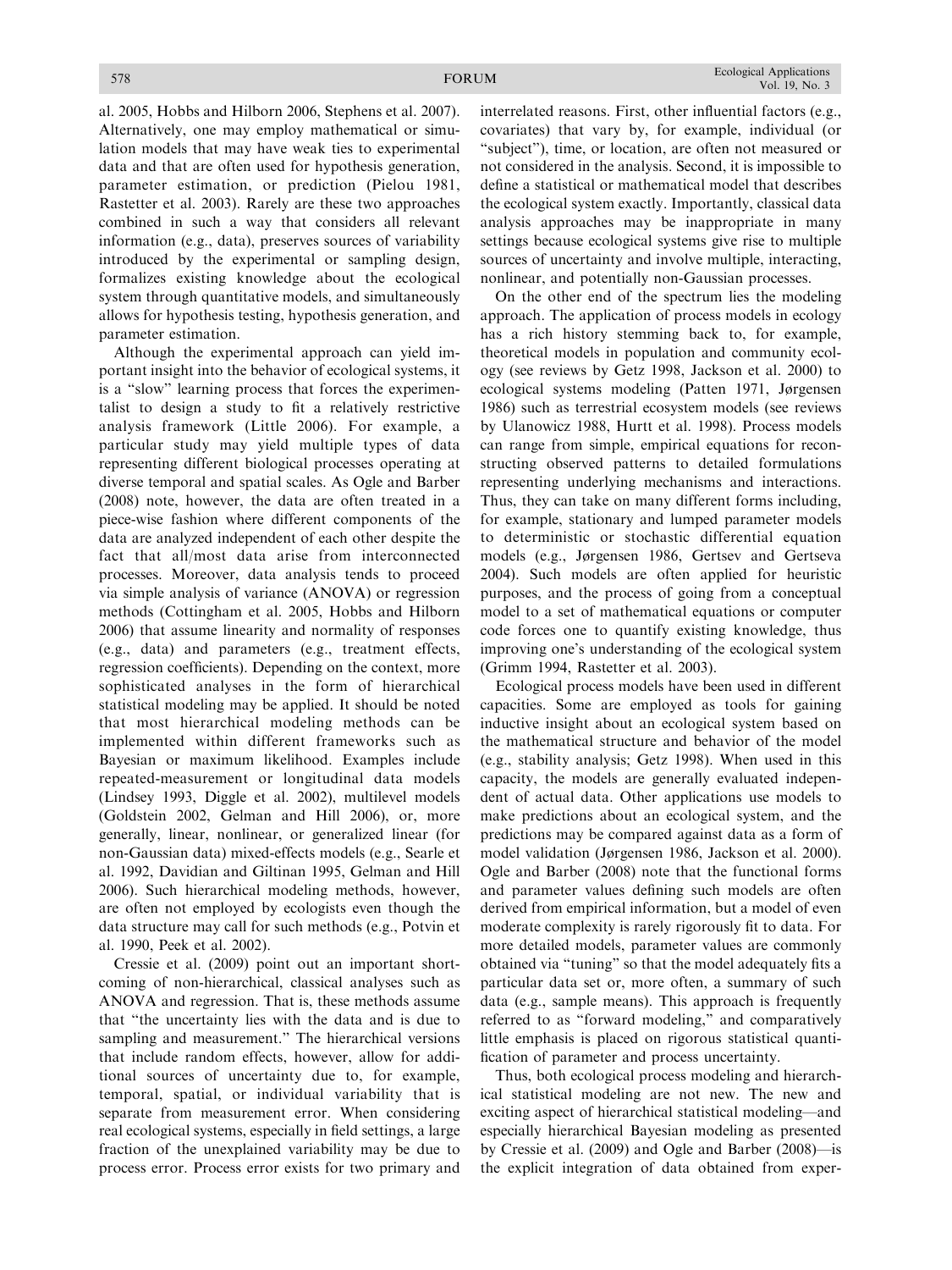al. 2005, Hobbs and Hilborn 2006, Stephens et al. 2007). Alternatively, one may employ mathematical or simulation models that may have weak ties to experimental data and that are often used for hypothesis generation, parameter estimation, or prediction (Pielou 1981, Rastetter et al. 2003). Rarely are these two approaches combined in such a way that considers all relevant information (e.g., data), preserves sources of variability introduced by the experimental or sampling design, formalizes existing knowledge about the ecological system through quantitative models, and simultaneously allows for hypothesis testing, hypothesis generation, and parameter estimation.

Although the experimental approach can yield important insight into the behavior of ecological systems, it is a "slow" learning process that forces the experimentalist to design a study to fit a relatively restrictive analysis framework (Little 2006). For example, a particular study may yield multiple types of data representing different biological processes operating at diverse temporal and spatial scales. As Ogle and Barber (2008) note, however, the data are often treated in a piece-wise fashion where different components of the data are analyzed independent of each other despite the fact that all/most data arise from interconnected processes. Moreover, data analysis tends to proceed via simple analysis of variance (ANOVA) or regression methods (Cottingham et al. 2005, Hobbs and Hilborn 2006) that assume linearity and normality of responses (e.g., data) and parameters (e.g., treatment effects, regression coefficients). Depending on the context, more sophisticated analyses in the form of hierarchical statistical modeling may be applied. It should be noted that most hierarchical modeling methods can be implemented within different frameworks such as Bayesian or maximum likelihood. Examples include repeated-measurement or longitudinal data models (Lindsey 1993, Diggle et al. 2002), multilevel models (Goldstein 2002, Gelman and Hill 2006), or, more generally, linear, nonlinear, or generalized linear (for non-Gaussian data) mixed-effects models (e.g., Searle et al. 1992, Davidian and Giltinan 1995, Gelman and Hill 2006). Such hierarchical modeling methods, however, are often not employed by ecologists even though the data structure may call for such methods (e.g., Potvin et al. 1990, Peek et al. 2002).

Cressie et al. (2009) point out an important shortcoming of non-hierarchical, classical analyses such as ANOVA and regression. That is, these methods assume that "the uncertainty lies with the data and is due to sampling and measurement." The hierarchical versions that include random effects, however, allow for additional sources of uncertainty due to, for example, temporal, spatial, or individual variability that is separate from measurement error. When considering real ecological systems, especially in field settings, a large fraction of the unexplained variability may be due to process error. Process error exists for two primary and interrelated reasons. First, other influential factors (e.g., covariates) that vary by, for example, individual (or "subject"), time, or location, are often not measured or not considered in the analysis. Second, it is impossible to define a statistical or mathematical model that describes the ecological system exactly. Importantly, classical data analysis approaches may be inappropriate in many settings because ecological systems give rise to multiple sources of uncertainty and involve multiple, interacting, nonlinear, and potentially non-Gaussian processes.

On the other end of the spectrum lies the modeling approach. The application of process models in ecology has a rich history stemming back to, for example, theoretical models in population and community ecology (see reviews by Getz 1998, Jackson et al. 2000) to ecological systems modeling (Patten 1971, Jørgensen 1986) such as terrestrial ecosystem models (see reviews by Ulanowicz 1988, Hurtt et al. 1998). Process models can range from simple, empirical equations for reconstructing observed patterns to detailed formulations representing underlying mechanisms and interactions. Thus, they can take on many different forms including, for example, stationary and lumped parameter models to deterministic or stochastic differential equation models (e.g., Jørgensen 1986, Gertsev and Gertseva 2004). Such models are often applied for heuristic purposes, and the process of going from a conceptual model to a set of mathematical equations or computer code forces one to quantify existing knowledge, thus improving one's understanding of the ecological system (Grimm 1994, Rastetter et al. 2003).

Ecological process models have been used in different capacities. Some are employed as tools for gaining inductive insight about an ecological system based on the mathematical structure and behavior of the model (e.g., stability analysis; Getz 1998). When used in this capacity, the models are generally evaluated independent of actual data. Other applications use models to make predictions about an ecological system, and the predictions may be compared against data as a form of model validation (Jørgensen 1986, Jackson et al. 2000). Ogle and Barber (2008) note that the functional forms and parameter values defining such models are often derived from empirical information, but a model of even moderate complexity is rarely rigorously fit to data. For more detailed models, parameter values are commonly obtained via "tuning" so that the model adequately fits a particular data set or, more often, a summary of such data (e.g., sample means). This approach is frequently referred to as "forward modeling," and comparatively little emphasis is placed on rigorous statistical quantification of parameter and process uncertainty.

Thus, both ecological process modeling and hierarchical statistical modeling are not new. The new and exciting aspect of hierarchical statistical modeling—and especially hierarchical Bayesian modeling as presented by Cressie et al. (2009) and Ogle and Barber (2008)—is the explicit integration of data obtained from exper-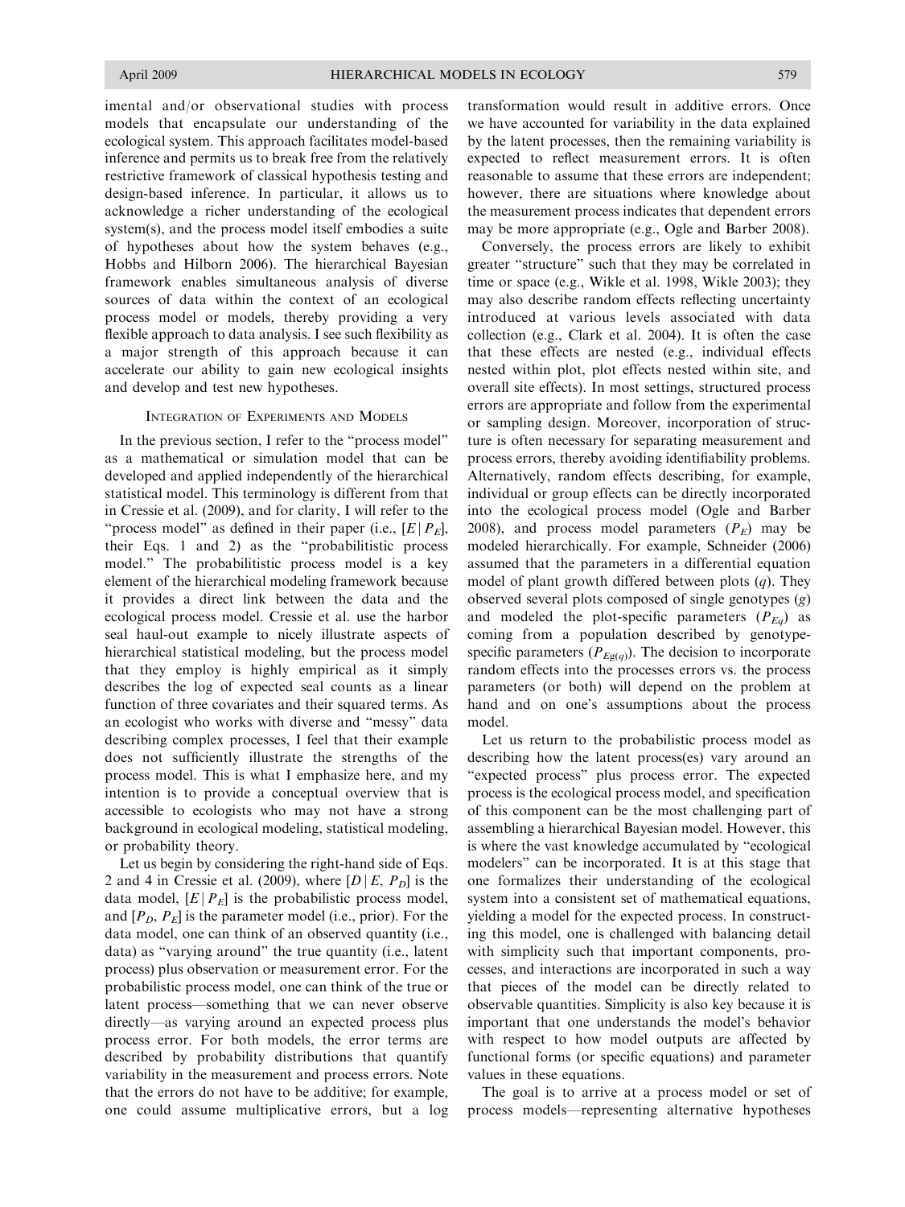imental and/or observational studies with process models that encapsulate our understanding of the ecological system. This approach facilitates model-based inference and permits us to break free from the relatively restrictive framework of classical hypothesis testing and design-based inference. In particular, it allows us to acknowledge a richer understanding of the ecological system(s), and the process model itself embodies a suite of hypotheses about how the system behaves (e.g., Hobbs and Hilborn 2006). The hierarchical Bayesian framework enables simultaneous analysis of diverse sources of data within the context of an ecological process model or models, thereby providing a very flexible approach to data analysis. I see such flexibility as a major strength of this approach because it can accelerate our ability to gain new ecological insights and develop and test new hypotheses.

## Integration of Experiments and Models

In the previous section, I refer to the "process model" as a mathematical or simulation model that can be developed and applied independently of the hierarchical statistical model. This terminology is different from that in Cressie et al. (2009), and for clarity, I will refer to the "process model" as defined in their paper (i.e., $[E \mid P_E]$, their Eqs. 1 and 2) as the "probabilitistic process model." The probabilitistic process model is a key element of the hierarchical modeling framework because it provides a direct link between the data and the ecological process model. Cressie et al. use the harbor seal haul-out example to nicely illustrate aspects of hierarchical statistical modeling, but the process model that they employ is highly empirical as it simply describes the log of expected seal counts as a linear function of three covariates and their squared terms. As an ecologist who works with diverse and "messy" data describing complex processes, I feel that their example does not sufficiently illustrate the strengths of the process model. This is what I emphasize here, and my intention is to provide a conceptual overview that is accessible to ecologists who may not have a strong background in ecological modeling, statistical modeling, or probability theory.

Let us begin by considering the right-hand side of Eqs. 2 and 4 in Cressie et al. (2009), where $[D \mid E, P_D]$ is the data model, $[E \mid P_E]$ is the probabilistic process model, and $[P_D, P_E]$ is the parameter model (i.e., prior). For the data model, one can think of an observed quantity (i.e., data) as "varying around" the true quantity (i.e., latent process) plus observation or measurement error. For the probabilistic process model, one can think of the true or latent process—something that we can never observe directly—as varying around an expected process plus process error. For both models, the error terms are described by probability distributions that quantify variability in the measurement and process errors. Note that the errors do not have to be additive; for example, one could assume multiplicative errors, but a log transformation would result in additive errors. Once we have accounted for variability in the data explained by the latent processes, then the remaining variability is expected to reflect measurement errors. It is often reasonable to assume that these errors are independent; however, there are situations where knowledge about the measurement process indicates that dependent errors may be more appropriate (e.g., Ogle and Barber 2008).

Conversely, the process errors are likely to exhibit greater "structure" such that they may be correlated in time or space (e.g., Wikle et al. 1998, Wikle 2003); they may also describe random effects reflecting uncertainty introduced at various levels associated with data collection (e.g., Clark et al. 2004). It is often the case that these effects are nested (e.g., individual effects nested within plot, plot effects nested within site, and overall site effects). In most settings, structured process errors are appropriate and follow from the experimental or sampling design. Moreover, incorporation of structure is often necessary for separating measurement and process errors, thereby avoiding identifiability problems. Alternatively, random effects describing, for example, individual or group effects can be directly incorporated into the ecological process model (Ogle and Barber 2008), and process model parameters ($P_E$) may be modeled hierarchically. For example, Schneider (2006) assumed that the parameters in a differential equation model of plant growth differed between plots ($q$). They observed several plots composed of single genotypes ($g$) and modeled the plot-specific parameters ($P_{Eq}$) as coming from a population described by genotype-specific parameters ($P_{Eg(q)}$). The decision to incorporate random effects into the processes errors vs. the process parameters (or both) will depend on the problem at hand and on one's assumptions about the process model.

Let us return to the probabilistic process model as describing how the latent process(es) vary around an "expected process" plus process error. The expected process is the ecological process model, and specification of this component can be the most challenging part of assembling a hierarchical Bayesian model. However, this is where the vast knowledge accumulated by "ecological modelers" can be incorporated. It is at this stage that one formalizes their understanding of the ecological system into a consistent set of mathematical equations, yielding a model for the expected process. In constructing this model, one is challenged with balancing detail with simplicity such that important components, processes, and interactions are incorporated in such a way that pieces of the model can be directly related to observable quantities. Simplicity is also key because it is important that one understands the model's behavior with respect to how model outputs are affected by functional forms (or specific equations) and parameter values in these equations.

The goal is to arrive at a process model or set of process models—representing alternative hypotheses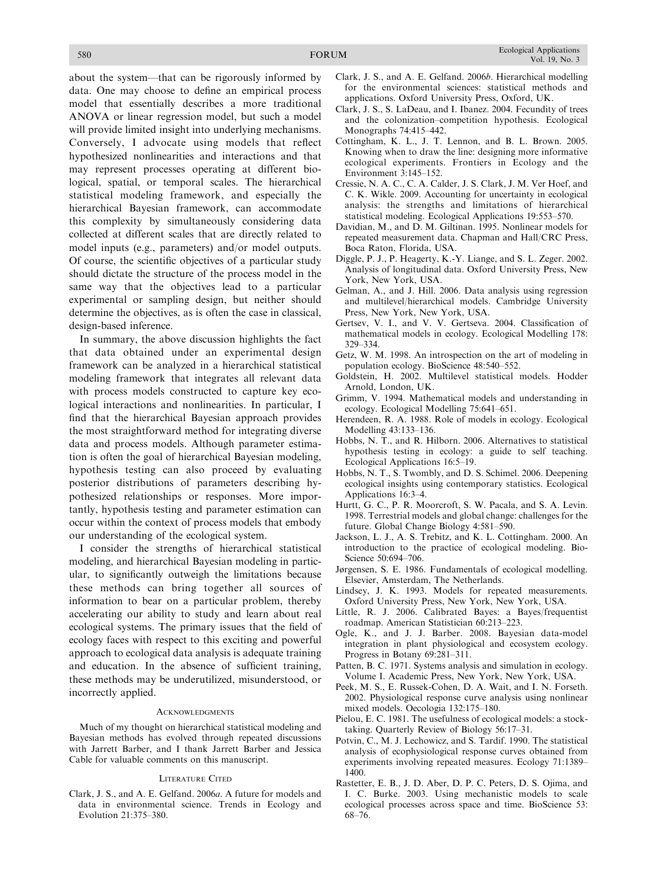about the system—that can be rigorously informed by data. One may choose to define an empirical process model that essentially describes a more traditional ANOVA or linear regression model, but such a model will provide limited insight into underlying mechanisms. Conversely, I advocate using models that reflect hypothesized nonlinearities and interactions and that may represent processes operating at different biological, spatial, or temporal scales. The hierarchical statistical modeling framework, and especially the hierarchical Bayesian framework, can accommodate this complexity by simultaneously considering data collected at different scales that are directly related to model inputs (e.g., parameters) and/or model outputs. Of course, the scientific objectives of a particular study should dictate the structure of the process model in the same way that the objectives lead to a particular experimental or sampling design, but neither should determine the objectives, as is often the case in classical, design-based inference.

In summary, the above discussion highlights the fact that data obtained under an experimental design framework can be analyzed in a hierarchical statistical modeling framework that integrates all relevant data with process models constructed to capture key ecological interactions and nonlinearities. In particular, I find that the hierarchical Bayesian approach provides the most straightforward method for integrating diverse data and process models. Although parameter estimation is often the goal of hierarchical Bayesian modeling, hypothesis testing can also proceed by evaluating posterior distributions of parameters describing hypothesized relationships or responses. More importantly, hypothesis testing and parameter estimation can occur within the context of process models that embody our understanding of the ecological system.

I consider the strengths of hierarchical statistical modeling, and hierarchical Bayesian modeling in particular, to significantly outweigh the limitations because these methods can bring together all sources of information to bear on a particular problem, thereby accelerating our ability to study and learn about real ecological systems. The primary issues that the field of ecology faces with respect to this exciting and powerful approach to ecological data analysis is adequate training and education. In the absence of sufficient training, these methods may be underutilized, misunderstood, or incorrectly applied.

## Acknowledgments

Much of my thought on hierarchical statistical modeling and Bayesian methods has evolved through repeated discussions with Jarrett Barber, and I thank Jarrett Barber and Jessica Cable for valuable comments on this manuscript.

## Literature Cited

Clark, J. S., and A. E. Gelfand. 2006*a*. A future for models and data in environmental science. Trends in Ecology and Evolution 21:375–380.

Clark, J. S., and A. E. Gelfand. 2006*b*. Hierarchical modelling for the environmental sciences: statistical methods and applications. Oxford University Press, Oxford, UK.

Clark, J. S., S. LaDeau, and I. Ibanez. 2004. Fecundity of trees and the colonization–competition hypothesis. Ecological Monographs 74:415–442.

Cottingham, K. L., J. T. Lennon, and B. L. Brown. 2005. Knowing when to draw the line: designing more informative ecological experiments. Frontiers in Ecology and the Environment 3:145–152.

Cressie, N. A. C., C. A. Calder, J. S. Clark, J. M. Ver Hoef, and C. K. Wikle. 2009. Accounting for uncertainty in ecological analysis: the strengths and limitations of hierarchical statistical modeling. Ecological Applications 19:553–570.

Davidian, M., and D. M. Giltinan. 1995. Nonlinear models for repeated measurement data. Chapman and Hall/CRC Press, Boca Raton, Florida, USA.

Diggle, P. J., P. Heagerty, K.-Y. Liange, and S. L. Zeger. 2002. Analysis of longitudinal data. Oxford University Press, New York, New York, USA.

Gelman, A., and J. Hill. 2006. Data analysis using regression and multilevel/hierarchical models. Cambridge University Press, New York, New York, USA.

Gertsev, V. I., and V. V. Gertseva. 2004. Classification of mathematical models in ecology. Ecological Modelling 178: 329–334.

Getz, W. M. 1998. An introspection on the art of modeling in population ecology. BioScience 48:540–552.

Goldstein, H. 2002. Multilevel statistical models. Hodder Arnold, London, UK.

Grimm, V. 1994. Mathematical models and understanding in ecology. Ecological Modelling 75:641–651.

Herendeen, R. A. 1988. Role of models in ecology. Ecological Modelling 43:133–136.

Hobbs, N. T., and R. Hilborn. 2006. Alternatives to statistical hypothesis testing in ecology: a guide to self teaching. Ecological Applications 16:5–19.

Hobbs, N. T., S. Twombly, and D. S. Schimel. 2006. Deepening ecological insights using contemporary statistics. Ecological Applications 16:3–4.

Hurtt, G. C., P. R. Moorcroft, S. W. Pacala, and S. A. Levin. 1998. Terrestrial models and global change: challenges for the future. Global Change Biology 4:581–590.

Jackson, L. J., A. S. Trebitz, and K. L. Cottingham. 2000. An introduction to the practice of ecological modeling. BioScience 50:694–706.

Jørgensen, S. E. 1986. Fundamentals of ecological modelling. Elsevier, Amsterdam, The Netherlands.

Lindsey, J. K. 1993. Models for repeated measurements. Oxford University Press, New York, New York, USA.

Little, R. J. 2006. Calibrated Bayes: a Bayes/frequentist roadmap. American Statistician 60:213–223.

Ogle, K., and J. J. Barber. 2008. Bayesian data-model integration in plant physiological and ecosystem ecology. Progress in Botany 69:281–311.

Patten, B. C. 1971. Systems analysis and simulation in ecology. Volume I. Academic Press, New York, New York, USA.

Peek, M. S., E. Russek-Cohen, D. A. Wait, and I. N. Forseth. 2002. Physiological response curve analysis using nonlinear mixed models. Oecologia 132:175–180.

Pielou, E. C. 1981. The usefulness of ecological models: a stock-taking. Quarterly Review of Biology 56:17–31.

Potvin, C., M. J. Lechowicz, and S. Tardif. 1990. The statistical analysis of ecophysiological response curves obtained from experiments involving repeated measures. Ecology 71:1389–1400.

Rastetter, E. B., J. D. Aber, D. P. C. Peters, D. S. Ojima, and I. C. Burke. 2003. Using mechanistic models to scale ecological processes across space and time. BioScience 53: 68–76.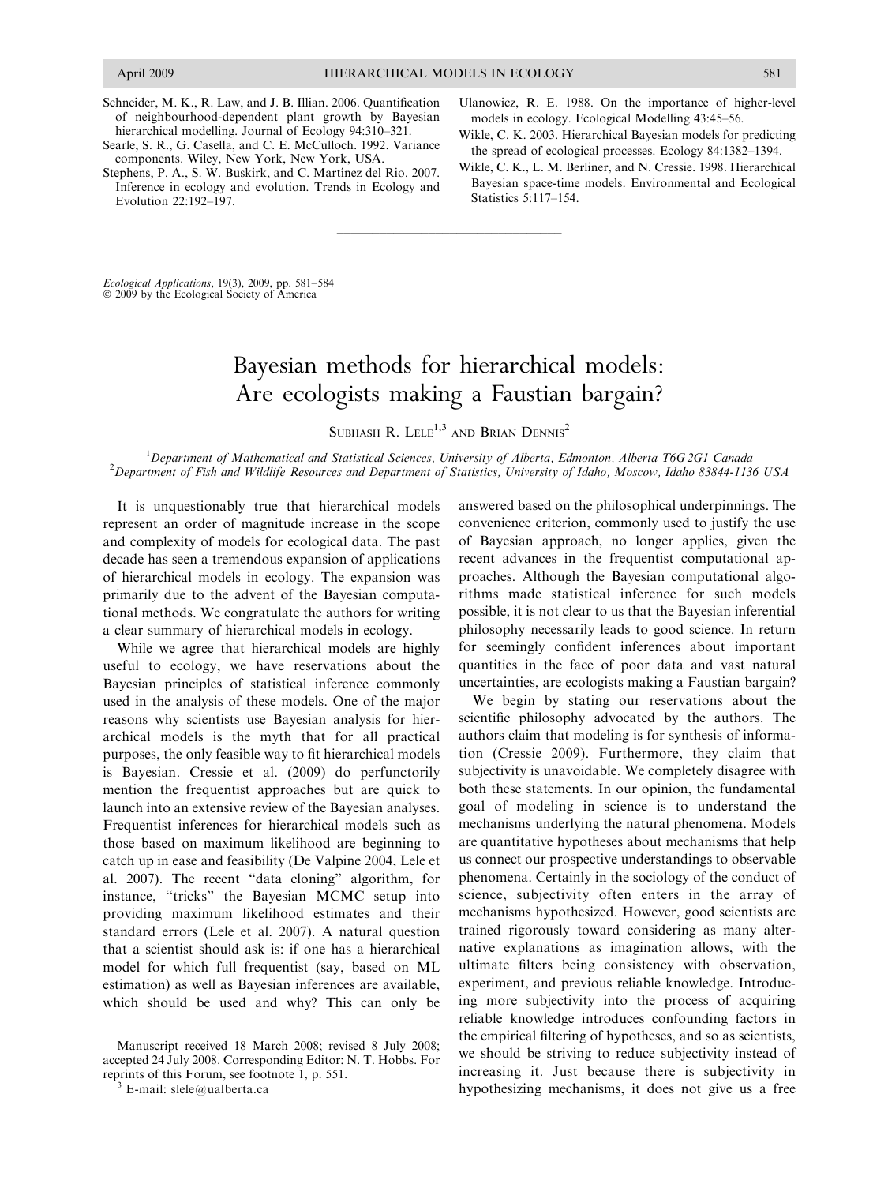Schneider, M. K., R. Law, and J. B. Illian. 2006. Quantification of neighbourhood-dependent plant growth by Bayesian hierarchical modelling. Journal of Ecology 94:310–321.

Searle, S. R., G. Casella, and C. E. McCulloch. 1992. Variance components. Wiley, New York, New York, USA.

Stephens, P. A., S. W. Buskirk, and C. Martínez del Rio. 2007. Inference in ecology and evolution. Trends in Ecology and Evolution 22:192–197.

Ulanowicz, R. E. 1988. On the importance of higher-level models in ecology. Ecological Modelling 43:45–56.

Wikle, C. K. 2003. Hierarchical Bayesian models for predicting the spread of ecological processes. Ecology 84:1382–1394.

Wikle, C. K., L. M. Berliner, and N. Cressie. 1998. Hierarchical Bayesian space-time models. Environmental and Ecological Statistics 5:117–154.

---

*Ecological Applications*, 19(3), 2009, pp. 581–584
© 2009 by the Ecological Society of America

# Bayesian methods for hierarchical models: Are ecologists making a Faustian bargain?

Subhash R. Lele[1,3] and Brian Dennis[2]

[1] *Department of Mathematical and Statistical Sciences, University of Alberta, Edmonton, Alberta T6G 2G1 Canada*
[2] *Department of Fish and Wildlife Resources and Department of Statistics, University of Idaho, Moscow, Idaho 83844-1136 USA*

It is unquestionably true that hierarchical models represent an order of magnitude increase in the scope and complexity of models for ecological data. The past decade has seen a tremendous expansion of applications of hierarchical models in ecology. The expansion was primarily due to the advent of the Bayesian computational methods. We congratulate the authors for writing a clear summary of hierarchical models in ecology.

While we agree that hierarchical models are highly useful to ecology, we have reservations about the Bayesian principles of statistical inference commonly used in the analysis of these models. One of the major reasons why scientists use Bayesian analysis for hierarchical models is the myth that for all practical purposes, the only feasible way to fit hierarchical models is Bayesian. Cressie et al. (2009) do perfunctorily mention the frequentist approaches but are quick to launch into an extensive review of the Bayesian analyses. Frequentist inferences for hierarchical models such as those based on maximum likelihood are beginning to catch up in ease and feasibility (De Valpine 2004, Lele et al. 2007). The recent "data cloning" algorithm, for instance, "tricks" the Bayesian MCMC setup into providing maximum likelihood estimates and their standard errors (Lele et al. 2007). A natural question that a scientist should ask is: if one has a hierarchical model for which full frequentist (say, based on ML estimation) as well as Bayesian inferences are available, which should be used and why? This can only be answered based on the philosophical underpinnings. The convenience criterion, commonly used to justify the use of Bayesian approach, no longer applies, given the recent advances in the frequentist computational approaches. Although the Bayesian computational algorithms made statistical inference for such models possible, it is not clear to us that the Bayesian inferential philosophy necessarily leads to good science. In return for seemingly confident inferences about important quantities in the face of poor data and vast natural uncertainties, are ecologists making a Faustian bargain?

We begin by stating our reservations about the scientific philosophy advocated by the authors. The authors claim that modeling is for synthesis of information (Cressie 2009). Furthermore, they claim that subjectivity is unavoidable. We completely disagree with both these statements. In our opinion, the fundamental goal of modeling in science is to understand the mechanisms underlying the natural phenomena. Models are quantitative hypotheses about mechanisms that help us connect our prospective understandings to observable phenomena. Certainly in the sociology of the conduct of science, subjectivity often enters in the array of mechanisms hypothesized. However, good scientists are trained rigorously toward considering as many alternative explanations as imagination allows, with the ultimate filters being consistency with observation, experiment, and previous reliable knowledge. Introducing more subjectivity into the process of acquiring reliable knowledge introduces confounding factors in the empirical filtering of hypotheses, and so as scientists, we should be striving to reduce subjectivity instead of increasing it. Just because there is subjectivity in hypothesizing mechanisms, it does not give us a free

Manuscript received 18 March 2008; revised 8 July 2008; accepted 24 July 2008. Corresponding Editor: N. T. Hobbs. For reprints of this Forum, see footnote 1, p. 551.

[3] E-mail: slele@ualberta.ca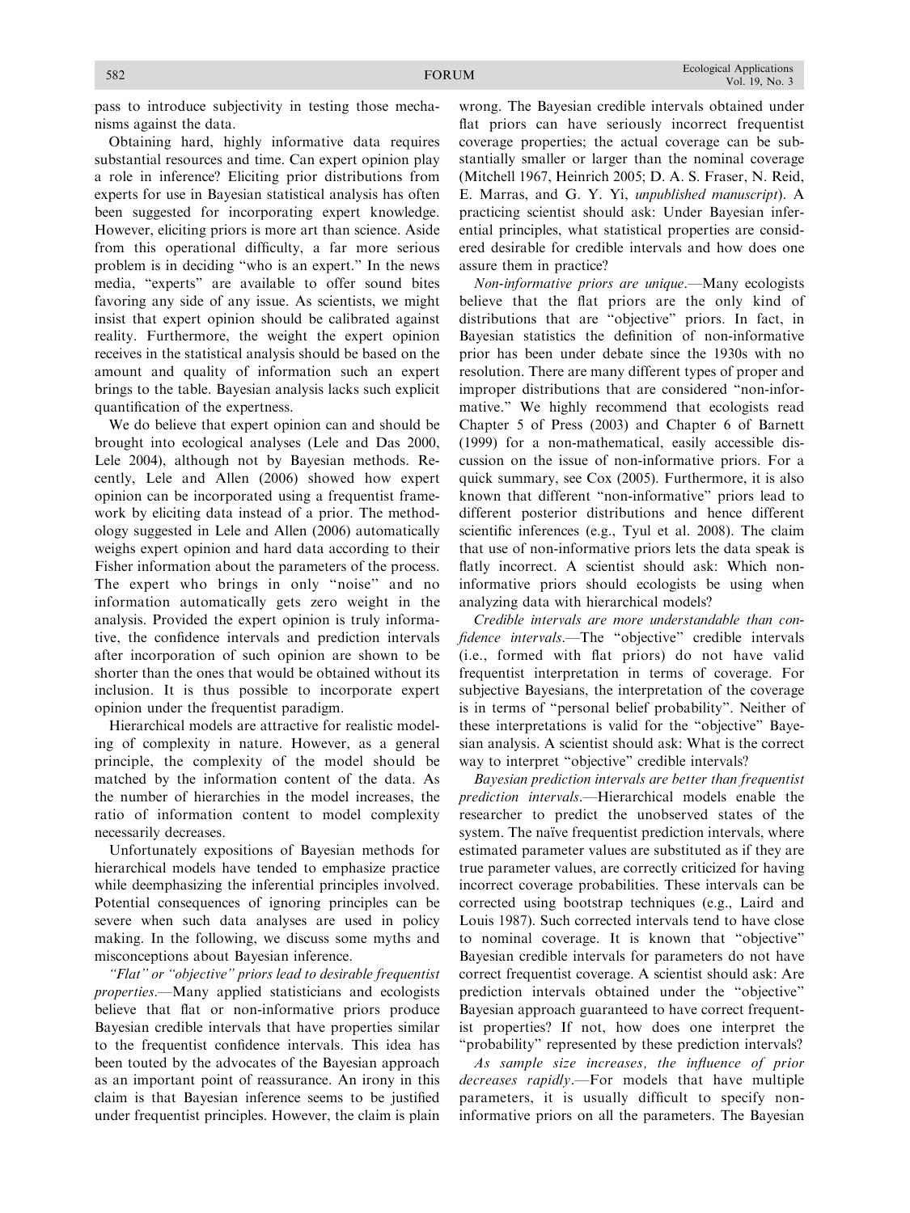pass to introduce subjectivity in testing those mechanisms against the data.

Obtaining hard, highly informative data requires substantial resources and time. Can expert opinion play a role in inference? Eliciting prior distributions from experts for use in Bayesian statistical analysis has often been suggested for incorporating expert knowledge. However, eliciting priors is more art than science. Aside from this operational difficulty, a far more serious problem is in deciding "who is an expert." In the news media, "experts" are available to offer sound bites favoring any side of any issue. As scientists, we might insist that expert opinion should be calibrated against reality. Furthermore, the weight the expert opinion receives in the statistical analysis should be based on the amount and quality of information such an expert brings to the table. Bayesian analysis lacks such explicit quantification of the expertness.

We do believe that expert opinion can and should be brought into ecological analyses (Lele and Das 2000, Lele 2004), although not by Bayesian methods. Recently, Lele and Allen (2006) showed how expert opinion can be incorporated using a frequentist framework by eliciting data instead of a prior. The methodology suggested in Lele and Allen (2006) automatically weighs expert opinion and hard data according to their Fisher information about the parameters of the process. The expert who brings in only "noise" and no information automatically gets zero weight in the analysis. Provided the expert opinion is truly informative, the confidence intervals and prediction intervals after incorporation of such opinion are shown to be shorter than the ones that would be obtained without its inclusion. It is thus possible to incorporate expert opinion under the frequentist paradigm.

Hierarchical models are attractive for realistic modeling of complexity in nature. However, as a general principle, the complexity of the model should be matched by the information content of the data. As the number of hierarchies in the model increases, the ratio of information content to model complexity necessarily decreases.

Unfortunately expositions of Bayesian methods for hierarchical models have tended to emphasize practice while deemphasizing the inferential principles involved. Potential consequences of ignoring principles can be severe when such data analyses are used in policy making. In the following, we discuss some myths and misconceptions about Bayesian inference.

*"Flat" or "objective" priors lead to desirable frequentist properties.*—Many applied statisticians and ecologists believe that flat or non-informative priors produce Bayesian credible intervals that have properties similar to the frequentist confidence intervals. This idea has been touted by the advocates of the Bayesian approach as an important point of reassurance. An irony in this claim is that Bayesian inference seems to be justified under frequentist principles. However, the claim is plain wrong. The Bayesian credible intervals obtained under flat priors can have seriously incorrect frequentist coverage properties; the actual coverage can be substantially smaller or larger than the nominal coverage (Mitchell 1967, Heinrich 2005; D. A. S. Fraser, N. Reid, E. Marras, and G. Y. Yi, *unpublished manuscript*). A practicing scientist should ask: Under Bayesian inferential principles, what statistical properties are considered desirable for credible intervals and how does one assure them in practice?

*Non-informative priors are unique.*—Many ecologists believe that the flat priors are the only kind of distributions that are "objective" priors. In fact, in Bayesian statistics the definition of non-informative prior has been under debate since the 1930s with no resolution. There are many different types of proper and improper distributions that are considered "non-informative." We highly recommend that ecologists read Chapter 5 of Press (2003) and Chapter 6 of Barnett (1999) for a non-mathematical, easily accessible discussion on the issue of non-informative priors. For a quick summary, see Cox (2005). Furthermore, it is also known that different "non-informative" priors lead to different posterior distributions and hence different scientific inferences (e.g., Tyul et al. 2008). The claim that use of non-informative priors lets the data speak is flatly incorrect. A scientist should ask: Which non-informative priors should ecologists be using when analyzing data with hierarchical models?

*Credible intervals are more understandable than confidence intervals.*—The "objective" credible intervals (i.e., formed with flat priors) do not have valid frequentist interpretation in terms of coverage. For subjective Bayesians, the interpretation of the coverage is in terms of "personal belief probability". Neither of these interpretations is valid for the "objective" Bayesian analysis. A scientist should ask: What is the correct way to interpret "objective" credible intervals?

*Bayesian prediction intervals are better than frequentist prediction intervals.*—Hierarchical models enable the researcher to predict the unobserved states of the system. The naïve frequentist prediction intervals, where estimated parameter values are substituted as if they are true parameter values, are correctly criticized for having incorrect coverage probabilities. These intervals can be corrected using bootstrap techniques (e.g., Laird and Louis 1987). Such corrected intervals tend to have close to nominal coverage. It is known that "objective" Bayesian credible intervals for parameters do not have correct frequentist coverage. A scientist should ask: Are prediction intervals obtained under the "objective" Bayesian approach guaranteed to have correct frequentist properties? If not, how does one interpret the "probability" represented by these prediction intervals?

*As sample size increases, the influence of prior decreases rapidly.*—For models that have multiple parameters, it is usually difficult to specify non-informative priors on all the parameters. The Bayesian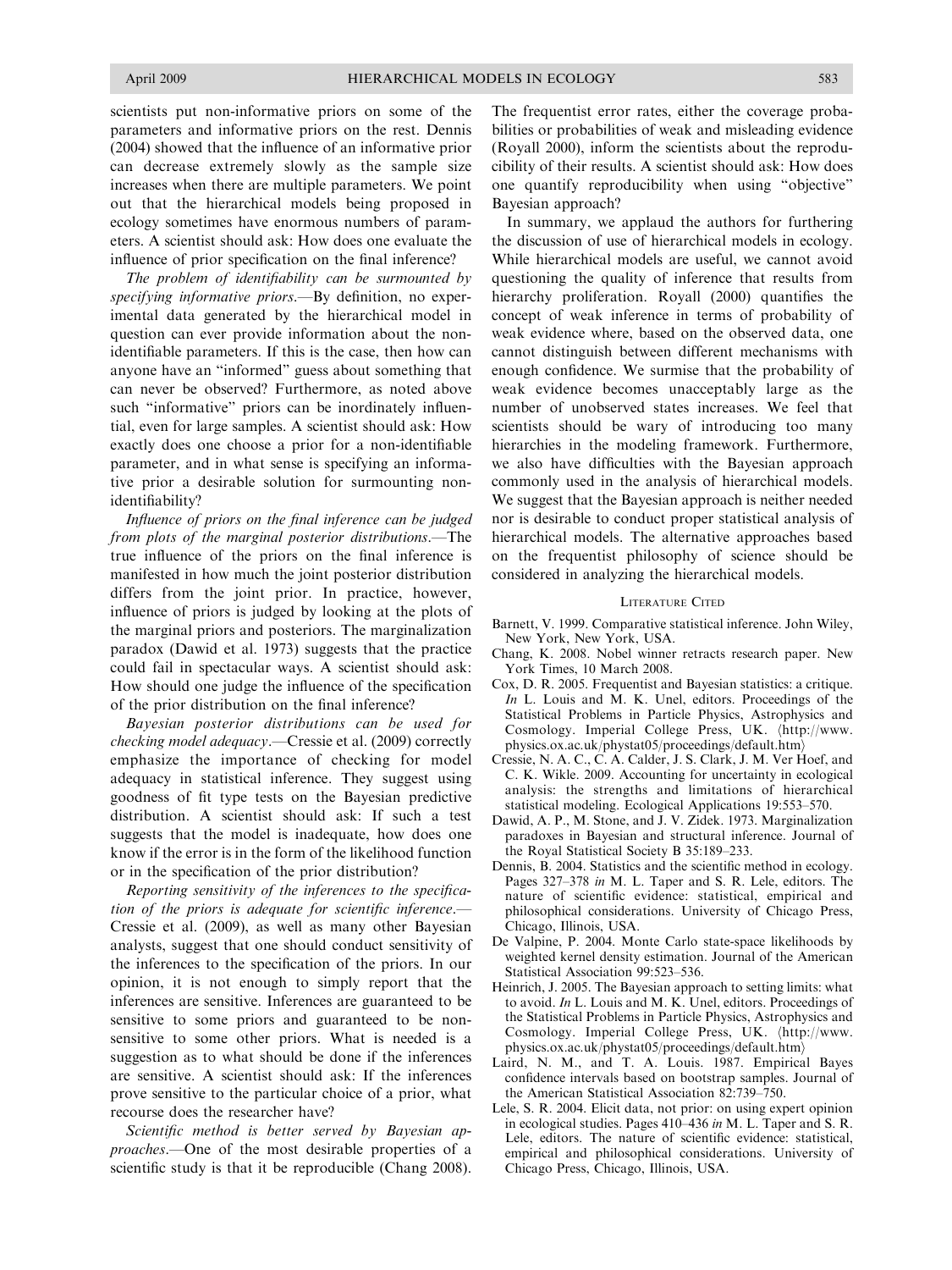scientists put non-informative priors on some of the parameters and informative priors on the rest. Dennis (2004) showed that the influence of an informative prior can decrease extremely slowly as the sample size increases when there are multiple parameters. We point out that the hierarchical models being proposed in ecology sometimes have enormous numbers of parameters. A scientist should ask: How does one evaluate the influence of prior specification on the final inference?

*The problem of identifiability can be surmounted by specifying informative priors*.—By definition, no experimental data generated by the hierarchical model in question can ever provide information about the non-identifiable parameters. If this is the case, then how can anyone have an "informed" guess about something that can never be observed? Furthermore, as noted above such "informative" priors can be inordinately influential, even for large samples. A scientist should ask: How exactly does one choose a prior for a non-identifiable parameter, and in what sense is specifying an informative prior a desirable solution for surmounting non-identifiability?

*Influence of priors on the final inference can be judged from plots of the marginal posterior distributions*.—The true influence of the priors on the final inference is manifested in how much the joint posterior distribution differs from the joint prior. In practice, however, influence of priors is judged by looking at the plots of the marginal priors and posteriors. The marginalization paradox (Dawid et al. 1973) suggests that the practice could fail in spectacular ways. A scientist should ask: How should one judge the influence of the specification of the prior distribution on the final inference?

*Bayesian posterior distributions can be used for checking model adequacy*.—Cressie et al. (2009) correctly emphasize the importance of checking for model adequacy in statistical inference. They suggest using goodness of fit type tests on the Bayesian predictive distribution. A scientist should ask: If such a test suggests that the model is inadequate, how does one know if the error is in the form of the likelihood function or in the specification of the prior distribution?

*Reporting sensitivity of the inferences to the specification of the priors is adequate for scientific inference*.—Cressie et al. (2009), as well as many other Bayesian analysts, suggest that one should conduct sensitivity of the inferences to the specification of the priors. In our opinion, it is not enough to simply report that the inferences are sensitive. Inferences are guaranteed to be sensitive to some priors and guaranteed to be non-sensitive to some other priors. What is needed is a suggestion as to what should be done if the inferences are sensitive. A scientist should ask: If the inferences prove sensitive to the particular choice of a prior, what recourse does the researcher have?

*Scientific method is better served by Bayesian approaches*.—One of the most desirable properties of a scientific study is that it be reproducible (Chang 2008). The frequentist error rates, either the coverage probabilities or probabilities of weak and misleading evidence (Royall 2000), inform the scientists about the reproducibility of their results. A scientist should ask: How does one quantify reproducibility when using "objective" Bayesian approach?

In summary, we applaud the authors for furthering the discussion of use of hierarchical models in ecology. While hierarchical models are useful, we cannot avoid questioning the quality of inference that results from hierarchy proliferation. Royall (2000) quantifies the concept of weak inference in terms of probability of weak evidence where, based on the observed data, one cannot distinguish between different mechanisms with enough confidence. We surmise that the probability of weak evidence becomes unacceptably large as the number of unobserved states increases. We feel that scientists should be wary of introducing too many hierarchies in the modeling framework. Furthermore, we also have difficulties with the Bayesian approach commonly used in the analysis of hierarchical models. We suggest that the Bayesian approach is neither needed nor is desirable to conduct proper statistical analysis of hierarchical models. The alternative approaches based on the frequentist philosophy of science should be considered in analyzing the hierarchical models.

## Literature Cited

Barnett, V. 1999. Comparative statistical inference. John Wiley, New York, New York, USA.

Chang, K. 2008. Nobel winner retracts research paper. New York Times, 10 March 2008.

Cox, D. R. 2005. Frequentist and Bayesian statistics: a critique. *In* L. Louis and M. K. Unel, editors. Proceedings of the Statistical Problems in Particle Physics, Astrophysics and Cosmology. Imperial College Press, UK. ⟨http://www.physics.ox.ac.uk/phystat05/proceedings/default.htm⟩

Cressie, N. A. C., C. A. Calder, J. S. Clark, J. M. Ver Hoef, and C. K. Wikle. 2009. Accounting for uncertainty in ecological analysis: the strengths and limitations of hierarchical statistical modeling. Ecological Applications 19:553–570.

Dawid, A. P., M. Stone, and J. V. Zidek. 1973. Marginalization paradoxes in Bayesian and structural inference. Journal of the Royal Statistical Society B 35:189–233.

Dennis, B. 2004. Statistics and the scientific method in ecology. Pages 327–378 *in* M. L. Taper and S. R. Lele, editors. The nature of scientific evidence: statistical, empirical and philosophical considerations. University of Chicago Press, Chicago, Illinois, USA.

De Valpine, P. 2004. Monte Carlo state-space likelihoods by weighted kernel density estimation. Journal of the American Statistical Association 99:523–536.

Heinrich, J. 2005. The Bayesian approach to setting limits: what to avoid. *In* L. Louis and M. K. Unel, editors. Proceedings of the Statistical Problems in Particle Physics, Astrophysics and Cosmology. Imperial College Press, UK. ⟨http://www.physics.ox.ac.uk/phystat05/proceedings/default.htm⟩

Laird, N. M., and T. A. Louis. 1987. Empirical Bayes confidence intervals based on bootstrap samples. Journal of the American Statistical Association 82:739–750.

Lele, S. R. 2004. Elicit data, not prior: on using expert opinion in ecological studies. Pages 410–436 *in* M. L. Taper and S. R. Lele, editors. The nature of scientific evidence: statistical, empirical and philosophical considerations. University of Chicago Press, Chicago, Illinois, USA.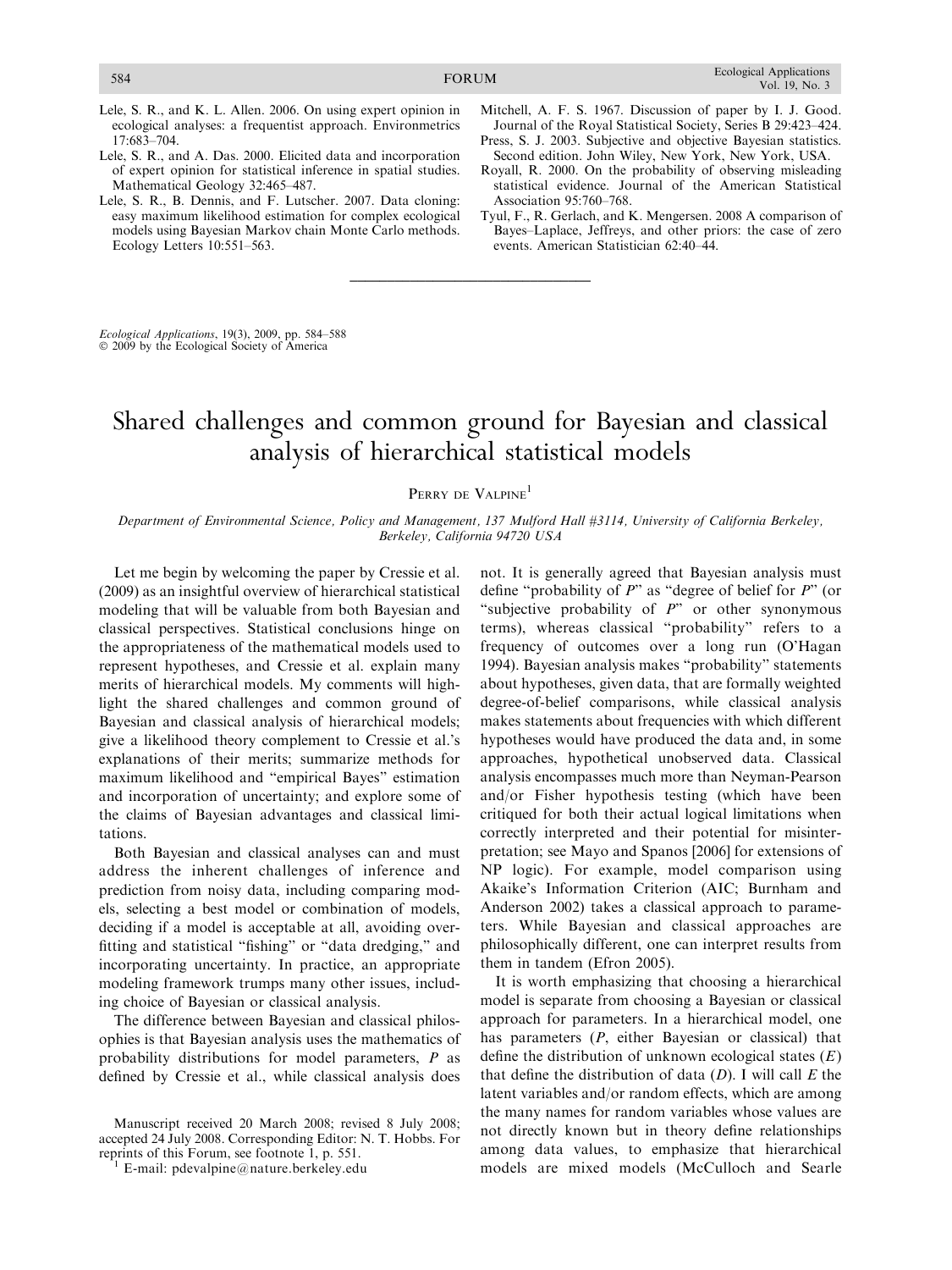Lele, S. R., and K. L. Allen. 2006. On using expert opinion in ecological analyses: a frequentist approach. Environmetrics 17:683–704.

Lele, S. R., and A. Das. 2000. Elicited data and incorporation of expert opinion for statistical inference in spatial studies. Mathematical Geology 32:465–487.

Lele, S. R., B. Dennis, and F. Lutscher. 2007. Data cloning: easy maximum likelihood estimation for complex ecological models using Bayesian Markov chain Monte Carlo methods. Ecology Letters 10:551–563.

Mitchell, A. F. S. 1967. Discussion of paper by I. J. Good. Journal of the Royal Statistical Society, Series B 29:423–424.

Press, S. J. 2003. Subjective and objective Bayesian statistics. Second edition. John Wiley, New York, New York, USA.

Royall, R. 2000. On the probability of observing misleading statistical evidence. Journal of the American Statistical Association 95:760–768.

Tyul, F., R. Gerlach, and K. Mengersen. 2008 A comparison of Bayes–Laplace, Jeffreys, and other priors: the case of zero events. American Statistician 62:40–44.

---

*Ecological Applications*, 19(3), 2009, pp. 584–588
© 2009 by the Ecological Society of America

# Shared challenges and common ground for Bayesian and classical analysis of hierarchical statistical models

Perry de Valpine[1]

*Department of Environmental Science, Policy and Management, 137 Mulford Hall #3114, University of California Berkeley, Berkeley, California 94720 USA*

Let me begin by welcoming the paper by Cressie et al. (2009) as an insightful overview of hierarchical statistical modeling that will be valuable from both Bayesian and classical perspectives. Statistical conclusions hinge on the appropriateness of the mathematical models used to represent hypotheses, and Cressie et al. explain many merits of hierarchical models. My comments will highlight the shared challenges and common ground of Bayesian and classical analysis of hierarchical models; give a likelihood theory complement to Cressie et al.'s explanations of their merits; summarize methods for maximum likelihood and "empirical Bayes" estimation and incorporation of uncertainty; and explore some of the claims of Bayesian advantages and classical limitations.

Both Bayesian and classical analyses can and must address the inherent challenges of inference and prediction from noisy data, including comparing models, selecting a best model or combination of models, deciding if a model is acceptable at all, avoiding overfitting and statistical "fishing" or "data dredging," and incorporating uncertainty. In practice, an appropriate modeling framework trumps many other issues, including choice of Bayesian or classical analysis.

The difference between Bayesian and classical philosophies is that Bayesian analysis uses the mathematics of probability distributions for model parameters, $P$ as defined by Cressie et al., while classical analysis does not. It is generally agreed that Bayesian analysis must define "probability of $P$" as "degree of belief for $P$" (or "subjective probability of $P$" or other synonymous terms), whereas classical "probability" refers to a frequency of outcomes over a long run (O'Hagan 1994). Bayesian analysis makes "probability" statements about hypotheses, given data, that are formally weighted degree-of-belief comparisons, while classical analysis makes statements about frequencies with which different hypotheses would have produced the data and, in some approaches, hypothetical unobserved data. Classical analysis encompasses much more than Neyman-Pearson and/or Fisher hypothesis testing (which have been critiqued for both their actual logical limitations when correctly interpreted and their potential for misinterpretation; see Mayo and Spanos [2006] for extensions of NP logic). For example, model comparison using Akaike's Information Criterion (AIC; Burnham and Anderson 2002) takes a classical approach to parameters. While Bayesian and classical approaches are philosophically different, one can interpret results from them in tandem (Efron 2005).

It is worth emphasizing that choosing a hierarchical model is separate from choosing a Bayesian or classical approach for parameters. In a hierarchical model, one has parameters ($P$, either Bayesian or classical) that define the distribution of unknown ecological states ($E$) that define the distribution of data ($D$). I will call $E$ the latent variables and/or random effects, which are among the many names for random variables whose values are not directly known but in theory define relationships among data values, to emphasize that hierarchical models are mixed models (McCulloch and Searle

Manuscript received 20 March 2008; revised 8 July 2008; accepted 24 July 2008. Corresponding Editor: N. T. Hobbs. For reprints of this Forum, see footnote 1, p. 551.

[1] E-mail: pdevalpine@nature.berkeley.edu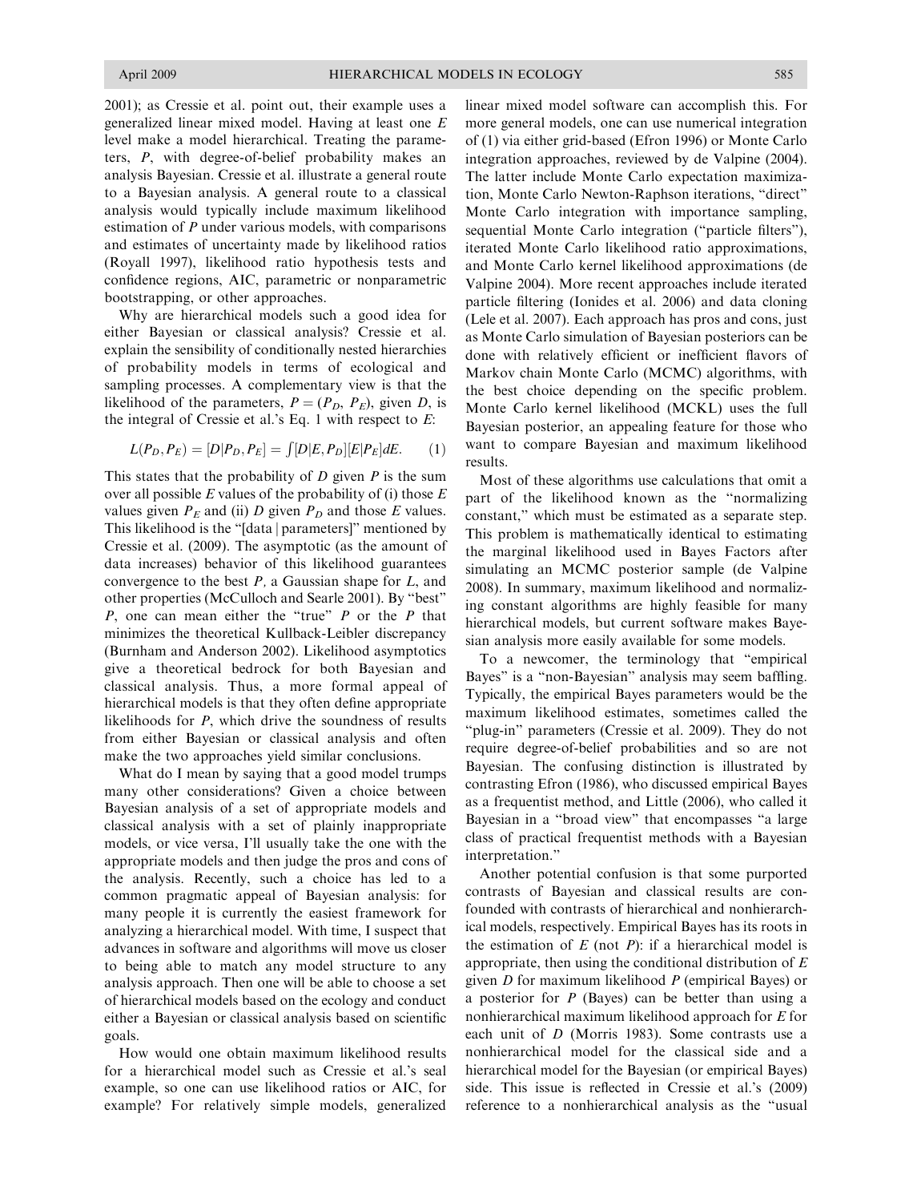2001); as Cressie et al. point out, their example uses a generalized linear mixed model. Having at least one $E$ level make a model hierarchical. Treating the parameters, $P$, with degree-of-belief probability makes an analysis Bayesian. Cressie et al. illustrate a general route to a Bayesian analysis. A general route to a classical analysis would typically include maximum likelihood estimation of $P$ under various models, with comparisons and estimates of uncertainty made by likelihood ratios (Royall 1997), likelihood ratio hypothesis tests and confidence regions, AIC, parametric or nonparametric bootstrapping, or other approaches.

Why are hierarchical models such a good idea for either Bayesian or classical analysis? Cressie et al. explain the sensibility of conditionally nested hierarchies of probability models in terms of ecological and sampling processes. A complementary view is that the likelihood of the parameters, $P = (P_D, P_E)$, given $D$, is the integral of Cressie et al.'s Eq. 1 with respect to $E$:

$$L(P_D, P_E) = [D|P_D, P_E] = \int [D|E, P_D][E|P_E]dE. \qquad (1)$$

This states that the probability of $D$ given $P$ is the sum over all possible $E$ values of the probability of (i) those $E$ values given $P_E$ and (ii) $D$ given $P_D$ and those $E$ values. This likelihood is the "[data | parameters]" mentioned by Cressie et al. (2009). The asymptotic (as the amount of data increases) behavior of this likelihood guarantees convergence to the best $P$, a Gaussian shape for $L$, and other properties (McCulloch and Searle 2001). By "best" $P$, one can mean either the "true" $P$ or the $P$ that minimizes the theoretical Kullback-Leibler discrepancy (Burnham and Anderson 2002). Likelihood asymptotics give a theoretical bedrock for both Bayesian and classical analysis. Thus, a more formal appeal of hierarchical models is that they often define appropriate likelihoods for $P$, which drive the soundness of results from either Bayesian or classical analysis and often make the two approaches yield similar conclusions.

What do I mean by saying that a good model trumps many other considerations? Given a choice between Bayesian analysis of a set of appropriate models and classical analysis with a set of plainly inappropriate models, or vice versa, I'll usually take the one with the appropriate models and then judge the pros and cons of the analysis. Recently, such a choice has led to a common pragmatic appeal of Bayesian analysis: for many people it is currently the easiest framework for analyzing a hierarchical model. With time, I suspect that advances in software and algorithms will move us closer to being able to match any model structure to any analysis approach. Then one will be able to choose a set of hierarchical models based on the ecology and conduct either a Bayesian or classical analysis based on scientific goals.

How would one obtain maximum likelihood results for a hierarchical model such as Cressie et al.'s seal example, so one can use likelihood ratios or AIC, for example? For relatively simple models, generalized linear mixed model software can accomplish this. For more general models, one can use numerical integration of (1) via either grid-based (Efron 1996) or Monte Carlo integration approaches, reviewed by de Valpine (2004). The latter include Monte Carlo expectation maximization, Monte Carlo Newton-Raphson iterations, "direct" Monte Carlo integration with importance sampling, sequential Monte Carlo integration ("particle filters"), iterated Monte Carlo likelihood ratio approximations, and Monte Carlo kernel likelihood approximations (de Valpine 2004). More recent approaches include iterated particle filtering (Ionides et al. 2006) and data cloning (Lele et al. 2007). Each approach has pros and cons, just as Monte Carlo simulation of Bayesian posteriors can be done with relatively efficient or inefficient flavors of Markov chain Monte Carlo (MCMC) algorithms, with the best choice depending on the specific problem. Monte Carlo kernel likelihood (MCKL) uses the full Bayesian posterior, an appealing feature for those who want to compare Bayesian and maximum likelihood results.

Most of these algorithms use calculations that omit a part of the likelihood known as the "normalizing constant," which must be estimated as a separate step. This problem is mathematically identical to estimating the marginal likelihood used in Bayes Factors after simulating an MCMC posterior sample (de Valpine 2008). In summary, maximum likelihood and normalizing constant algorithms are highly feasible for many hierarchical models, but current software makes Bayesian analysis more easily available for some models.

To a newcomer, the terminology that "empirical Bayes" is a "non-Bayesian" analysis may seem baffling. Typically, the empirical Bayes parameters would be the maximum likelihood estimates, sometimes called the "plug-in" parameters (Cressie et al. 2009). They do not require degree-of-belief probabilities and so are not Bayesian. The confusing distinction is illustrated by contrasting Efron (1986), who discussed empirical Bayes as a frequentist method, and Little (2006), who called it Bayesian in a "broad view" that encompasses "a large class of practical frequentist methods with a Bayesian interpretation."

Another potential confusion is that some purported contrasts of Bayesian and classical results are confounded with contrasts of hierarchical and nonhierarchical models, respectively. Empirical Bayes has its roots in the estimation of $E$ (not $P$): if a hierarchical model is appropriate, then using the conditional distribution of $E$ given $D$ for maximum likelihood $P$ (empirical Bayes) or a posterior for $P$ (Bayes) can be better than using a nonhierarchical maximum likelihood approach for $E$ for each unit of $D$ (Morris 1983). Some contrasts use a nonhierarchical model for the classical side and a hierarchical model for the Bayesian (or empirical Bayes) side. This issue is reflected in Cressie et al.'s (2009) reference to a nonhierarchical analysis as the "usual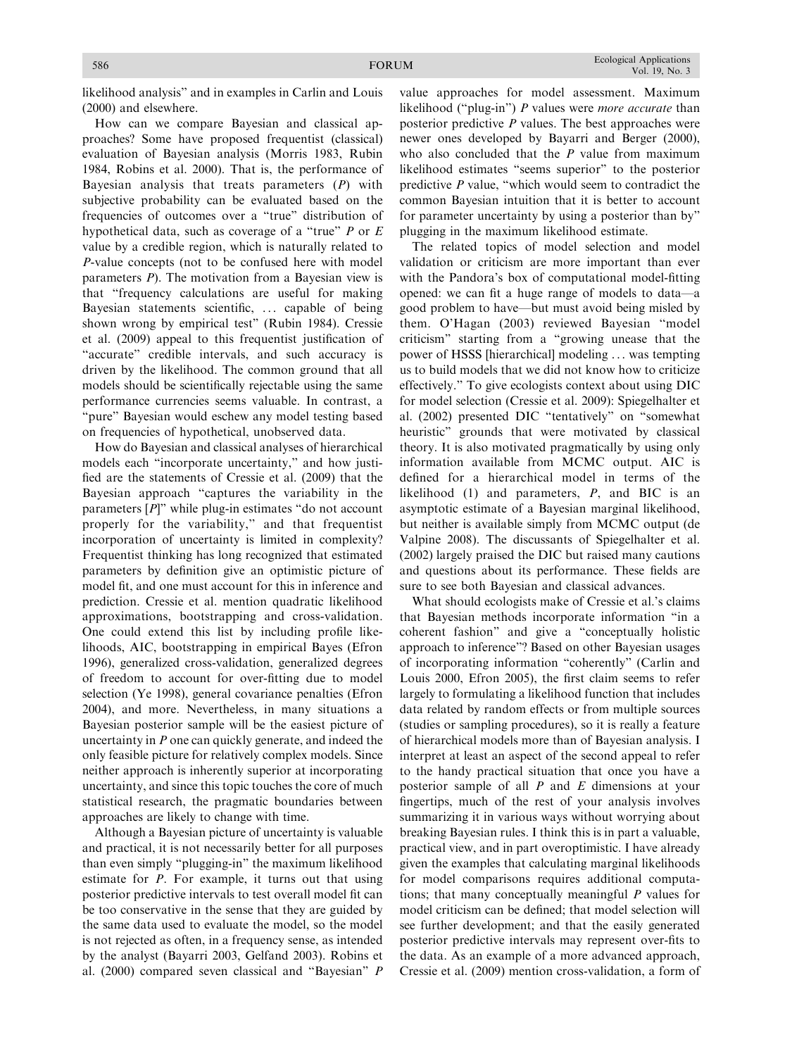likelihood analysis" and in examples in Carlin and Louis (2000) and elsewhere.

How can we compare Bayesian and classical approaches? Some have proposed frequentist (classical) evaluation of Bayesian analysis (Morris 1983, Rubin 1984, Robins et al. 2000). That is, the performance of Bayesian analysis that treats parameters ($P$) with subjective probability can be evaluated based on the frequencies of outcomes over a "true" distribution of hypothetical data, such as coverage of a "true" $P$ or $E$ value by a credible region, which is naturally related to $P$-value concepts (not to be confused here with model parameters $P$). The motivation from a Bayesian view is that "frequency calculations are useful for making Bayesian statements scientific, ... capable of being shown wrong by empirical test" (Rubin 1984). Cressie et al. (2009) appeal to this frequentist justification of "accurate" credible intervals, and such accuracy is driven by the likelihood. The common ground that all models should be scientifically rejectable using the same performance currencies seems valuable. In contrast, a "pure" Bayesian would eschew any model testing based on frequencies of hypothetical, unobserved data.

How do Bayesian and classical analyses of hierarchical models each "incorporate uncertainty," and how justified are the statements of Cressie et al. (2009) that the Bayesian approach "captures the variability in the parameters [$P$]" while plug-in estimates "do not account properly for the variability," and that frequentist incorporation of uncertainty is limited in complexity? Frequentist thinking has long recognized that estimated parameters by definition give an optimistic picture of model fit, and one must account for this in inference and prediction. Cressie et al. mention quadratic likelihood approximations, bootstrapping and cross-validation. One could extend this list by including profile likelihoods, AIC, bootstrapping in empirical Bayes (Efron 1996), generalized cross-validation, generalized degrees of freedom to account for over-fitting due to model selection (Ye 1998), general covariance penalties (Efron 2004), and more. Nevertheless, in many situations a Bayesian posterior sample will be the easiest picture of uncertainty in $P$ one can quickly generate, and indeed the only feasible picture for relatively complex models. Since neither approach is inherently superior at incorporating uncertainty, and since this topic touches the core of much statistical research, the pragmatic boundaries between approaches are likely to change with time.

Although a Bayesian picture of uncertainty is valuable and practical, it is not necessarily better for all purposes than even simply "plugging-in" the maximum likelihood estimate for $P$. For example, it turns out that using posterior predictive intervals to test overall model fit can be too conservative in the sense that they are guided by the same data used to evaluate the model, so the model is not rejected as often, in a frequency sense, as intended by the analyst (Bayarri 2003, Gelfand 2003). Robins et al. (2000) compared seven classical and "Bayesian" $P$ value approaches for model assessment. Maximum likelihood ("plug-in") $P$ values were *more accurate* than posterior predictive $P$ values. The best approaches were newer ones developed by Bayarri and Berger (2000), who also concluded that the $P$ value from maximum likelihood estimates "seems superior" to the posterior predictive $P$ value, "which would seem to contradict the common Bayesian intuition that it is better to account for parameter uncertainty by using a posterior than by" plugging in the maximum likelihood estimate.

The related topics of model selection and model validation or criticism are more important than ever with the Pandora's box of computational model-fitting opened: we can fit a huge range of models to data—a good problem to have—but must avoid being misled by them. O'Hagan (2003) reviewed Bayesian "model criticism" starting from a "growing unease that the power of HSSS [hierarchical] modeling ... was tempting us to build models that we did not know how to criticize effectively." To give ecologists context about using DIC for model selection (Cressie et al. 2009): Spiegelhalter et al. (2002) presented DIC "tentatively" on "somewhat heuristic" grounds that were motivated by classical theory. It is also motivated pragmatically by using only information available from MCMC output. AIC is defined for a hierarchical model in terms of the likelihood (1) and parameters, $P$, and BIC is an asymptotic estimate of a Bayesian marginal likelihood, but neither is available simply from MCMC output (de Valpine 2008). The discussants of Spiegelhalter et al. (2002) largely praised the DIC but raised many cautions and questions about its performance. These fields are sure to see both Bayesian and classical advances.

What should ecologists make of Cressie et al.'s claims that Bayesian methods incorporate information "in a coherent fashion" and give a "conceptually holistic approach to inference"? Based on other Bayesian usages of incorporating information "coherently" (Carlin and Louis 2000, Efron 2005), the first claim seems to refer largely to formulating a likelihood function that includes data related by random effects or from multiple sources (studies or sampling procedures), so it is really a feature of hierarchical models more than of Bayesian analysis. I interpret at least an aspect of the second appeal to refer to the handy practical situation that once you have a posterior sample of all $P$ and $E$ dimensions at your fingertips, much of the rest of your analysis involves summarizing it in various ways without worrying about breaking Bayesian rules. I think this is in part a valuable, practical view, and in part overoptimistic. I have already given the examples that calculating marginal likelihoods for model comparisons requires additional computations; that many conceptually meaningful $P$ values for model criticism can be defined; that model selection will see further development; and that the easily generated posterior predictive intervals may represent over-fits to the data. As an example of a more advanced approach, Cressie et al. (2009) mention cross-validation, a form of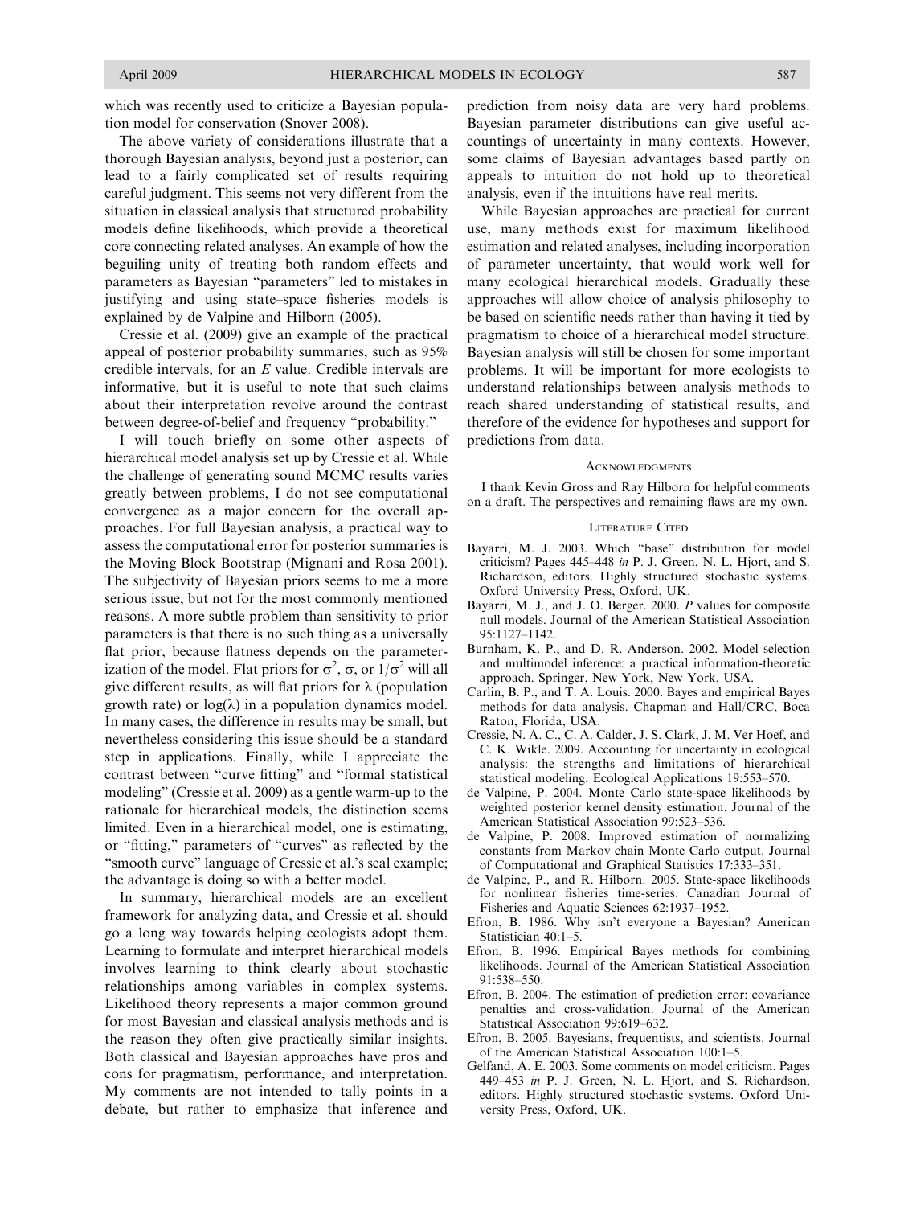which was recently used to criticize a Bayesian population model for conservation (Snover 2008).

The above variety of considerations illustrate that a thorough Bayesian analysis, beyond just a posterior, can lead to a fairly complicated set of results requiring careful judgment. This seems not very different from the situation in classical analysis that structured probability models define likelihoods, which provide a theoretical core connecting related analyses. An example of how the beguiling unity of treating both random effects and parameters as Bayesian "parameters" led to mistakes in justifying and using state–space fisheries models is explained by de Valpine and Hilborn (2005).

Cressie et al. (2009) give an example of the practical appeal of posterior probability summaries, such as 95% credible intervals, for an $E$ value. Credible intervals are informative, but it is useful to note that such claims about their interpretation revolve around the contrast between degree-of-belief and frequency "probability."

I will touch briefly on some other aspects of hierarchical model analysis set up by Cressie et al. While the challenge of generating sound MCMC results varies greatly between problems, I do not see computational convergence as a major concern for the overall approaches. For full Bayesian analysis, a practical way to assess the computational error for posterior summaries is the Moving Block Bootstrap (Mignani and Rosa 2001). The subjectivity of Bayesian priors seems to me a more serious issue, but not for the most commonly mentioned reasons. A more subtle problem than sensitivity to prior parameters is that there is no such thing as a universally flat prior, because flatness depends on the parameterization of the model. Flat priors for $\sigma^2$, $\sigma$, or $1/\sigma^2$ will all give different results, as will flat priors for $\lambda$ (population growth rate) or $\log(\lambda)$ in a population dynamics model. In many cases, the difference in results may be small, but nevertheless considering this issue should be a standard step in applications. Finally, while I appreciate the contrast between "curve fitting" and "formal statistical modeling" (Cressie et al. 2009) as a gentle warm-up to the rationale for hierarchical models, the distinction seems limited. Even in a hierarchical model, one is estimating, or "fitting," parameters of "curves" as reflected by the "smooth curve" language of Cressie et al.'s seal example; the advantage is doing so with a better model.

In summary, hierarchical models are an excellent framework for analyzing data, and Cressie et al. should go a long way towards helping ecologists adopt them. Learning to formulate and interpret hierarchical models involves learning to think clearly about stochastic relationships among variables in complex systems. Likelihood theory represents a major common ground for most Bayesian and classical analysis methods and is the reason they often give practically similar insights. Both classical and Bayesian approaches have pros and cons for pragmatism, performance, and interpretation. My comments are not intended to tally points in a debate, but rather to emphasize that inference and prediction from noisy data are very hard problems. Bayesian parameter distributions can give useful accountings of uncertainty in many contexts. However, some claims of Bayesian advantages based partly on appeals to intuition do not hold up to theoretical analysis, even if the intuitions have real merits.

While Bayesian approaches are practical for current use, many methods exist for maximum likelihood estimation and related analyses, including incorporation of parameter uncertainty, that would work well for many ecological hierarchical models. Gradually these approaches will allow choice of analysis philosophy to be based on scientific needs rather than having it tied by pragmatism to choice of a hierarchical model structure. Bayesian analysis will still be chosen for some important problems. It will be important for more ecologists to understand relationships between analysis methods to reach shared understanding of statistical results, and therefore of the evidence for hypotheses and support for predictions from data.

## Acknowledgments

I thank Kevin Gross and Ray Hilborn for helpful comments on a draft. The perspectives and remaining flaws are my own.

## Literature Cited

Bayarri, M. J. 2003. Which "base" distribution for model criticism? Pages 445–448 *in* P. J. Green, N. L. Hjort, and S. Richardson, editors. Highly structured stochastic systems. Oxford University Press, Oxford, UK.

Bayarri, M. J., and J. O. Berger. 2000. *P* values for composite null models. Journal of the American Statistical Association 95:1127–1142.

Burnham, K. P., and D. R. Anderson. 2002. Model selection and multimodel inference: a practical information-theoretic approach. Springer, New York, New York, USA.

Carlin, B. P., and T. A. Louis. 2000. Bayes and empirical Bayes methods for data analysis. Chapman and Hall/CRC, Boca Raton, Florida, USA.

Cressie, N. A. C., C. A. Calder, J. S. Clark, J. M. Ver Hoef, and C. K. Wikle. 2009. Accounting for uncertainty in ecological analysis: the strengths and limitations of hierarchical statistical modeling. Ecological Applications 19:553–570.

de Valpine, P. 2004. Monte Carlo state-space likelihoods by weighted posterior kernel density estimation. Journal of the American Statistical Association 99:523–536.

de Valpine, P. 2008. Improved estimation of normalizing constants from Markov chain Monte Carlo output. Journal of Computational and Graphical Statistics 17:333–351.

de Valpine, P., and R. Hilborn. 2005. State-space likelihoods for nonlinear fisheries time-series. Canadian Journal of Fisheries and Aquatic Sciences 62:1937–1952.

Efron, B. 1986. Why isn't everyone a Bayesian? American Statistician 40:1–5.

Efron, B. 1996. Empirical Bayes methods for combining likelihoods. Journal of the American Statistical Association 91:538–550.

Efron, B. 2004. The estimation of prediction error: covariance penalties and cross-validation. Journal of the American Statistical Association 99:619–632.

Efron, B. 2005. Bayesians, frequentists, and scientists. Journal of the American Statistical Association 100:1–5.

Gelfand, A. E. 2003. Some comments on model criticism. Pages 449–453 *in* P. J. Green, N. L. Hjort, and S. Richardson, editors. Highly structured stochastic systems. Oxford University Press, Oxford, UK.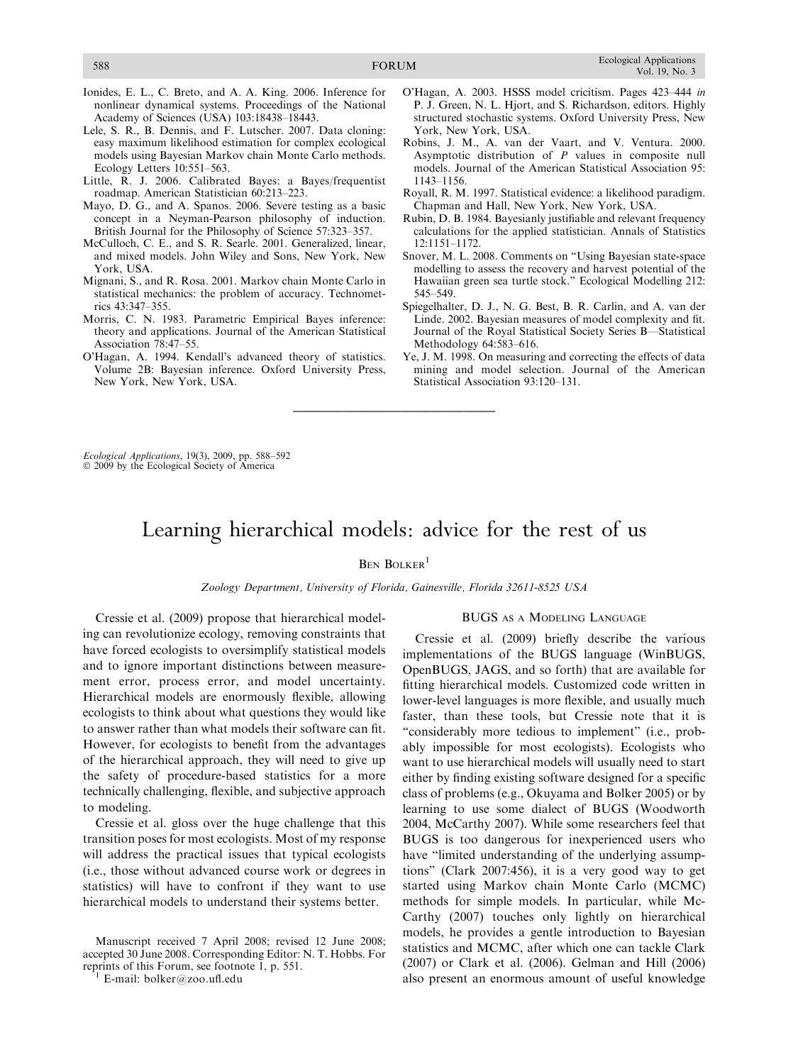Ionides, E. L., C. Breto, and A. A. King. 2006. Inference for nonlinear dynamical systems. Proceedings of the National Academy of Sciences (USA) 103:18438–18443.

Lele, S. R., B. Dennis, and F. Lutscher. 2007. Data cloning: easy maximum likelihood estimation for complex ecological models using Bayesian Markov chain Monte Carlo methods. Ecology Letters 10:551–563.

Little, R. J. 2006. Calibrated Bayes: a Bayes/frequentist roadmap. American Statistician 60:213–223.

Mayo, D. G., and A. Spanos. 2006. Severe testing as a basic concept in a Neyman-Pearson philosophy of induction. British Journal for the Philosophy of Science 57:323–357.

McCulloch, C. E., and S. R. Searle. 2001. Generalized, linear, and mixed models. John Wiley and Sons, New York, New York, USA.

Mignani, S., and R. Rosa. 2001. Markov chain Monte Carlo in statistical mechanics: the problem of accuracy. Technometrics 43:347–355.

Morris, C. N. 1983. Parametric Empirical Bayes inference: theory and applications. Journal of the American Statistical Association 78:47–55.

O'Hagan, A. 1994. Kendall's advanced theory of statistics. Volume 2B: Bayesian inference. Oxford University Press, New York, New York, USA.

O'Hagan, A. 2003. HSSS model cricitism. Pages 423–444 *in* P. J. Green, N. L. Hjort, and S. Richardson, editors. Highly structured stochastic systems. Oxford University Press, New York, New York, USA.

Robins, J. M., A. van der Vaart, and V. Ventura. 2000. Asymptotic distribution of *P* values in composite null models. Journal of the American Statistical Association 95: 1143–1156.

Royall, R. M. 1997. Statistical evidence: a likelihood paradigm. Chapman and Hall, New York, New York, USA.

Rubin, D. B. 1984. Bayesianly justifiable and relevant frequency calculations for the applied statistician. Annals of Statistics 12:1151–1172.

Snover, M. L. 2008. Comments on "Using Bayesian state-space modelling to assess the recovery and harvest potential of the Hawaiian green sea turtle stock." Ecological Modelling 212: 545–549.

Spiegelhalter, D. J., N. G. Best, B. R. Carlin, and A. van der Linde. 2002. Bayesian measures of model complexity and fit. Journal of the Royal Statistical Society Series B—Statistical Methodology 64:583–616.

Ye, J. M. 1998. On measuring and correcting the effects of data mining and model selection. Journal of the American Statistical Association 93:120–131.

---

*Ecological Applications*, 19(3), 2009, pp. 588–592
© 2009 by the Ecological Society of America

# Learning hierarchical models: advice for the rest of us

Ben Bolker[1]

*Zoology Department, University of Florida, Gainesville, Florida 32611-8525 USA*

Cressie et al. (2009) propose that hierarchical modeling can revolutionize ecology, removing constraints that have forced ecologists to oversimplify statistical models and to ignore important distinctions between measurement error, process error, and model uncertainty. Hierarchical models are enormously flexible, allowing ecologists to think about what questions they would like to answer rather than what models their software can fit. However, for ecologists to benefit from the advantages of the hierarchical approach, they will need to give up the safety of procedure-based statistics for a more technically challenging, flexible, and subjective approach to modeling.

Cressie et al. gloss over the huge challenge that this transition poses for most ecologists. Most of my response will address the practical issues that typical ecologists (i.e., those without advanced course work or degrees in statistics) will have to confront if they want to use hierarchical models to understand their systems better.

Manuscript received 7 April 2008; revised 12 June 2008; accepted 30 June 2008. Corresponding Editor: N. T. Hobbs. For reprints of this Forum, see footnote 1, p. 551.

[1] E-mail: bolker@zoo.ufl.edu

## BUGS as a Modeling Language

Cressie et al. (2009) briefly describe the various implementations of the BUGS language (WinBUGS, OpenBUGS, JAGS, and so forth) that are available for fitting hierarchical models. Customized code written in lower-level languages is more flexible, and usually much faster, than these tools, but Cressie note that it is "considerably more tedious to implement" (i.e., probably impossible for most ecologists). Ecologists who want to use hierarchical models will usually need to start either by finding existing software designed for a specific class of problems (e.g., Okuyama and Bolker 2005) or by learning to use some dialect of BUGS (Woodworth 2004, McCarthy 2007). While some researchers feel that BUGS is too dangerous for inexperienced users who have "limited understanding of the underlying assumptions" (Clark 2007:456), it is a very good way to get started using Markov chain Monte Carlo (MCMC) methods for simple models. In particular, while McCarthy (2007) touches only lightly on hierarchical models, he provides a gentle introduction to Bayesian statistics and MCMC, after which one can tackle Clark (2007) or Clark et al. (2006). Gelman and Hill (2006) also present an enormous amount of useful knowledge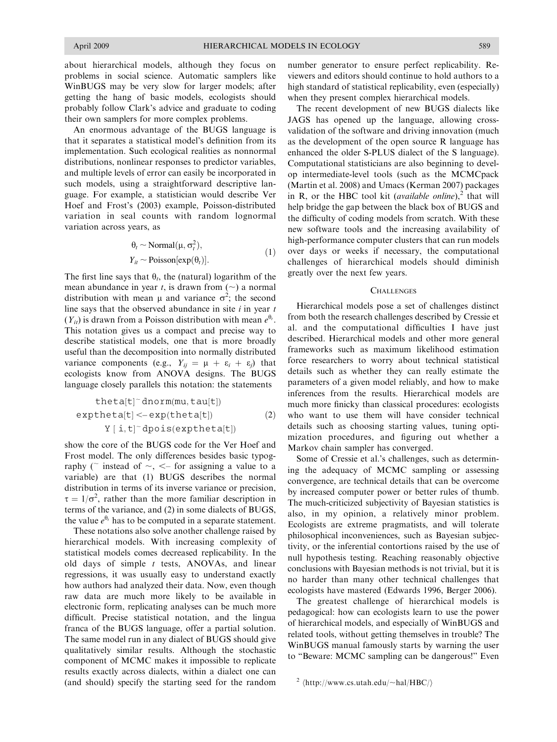about hierarchical models, although they focus on problems in social science. Automatic samplers like WinBUGS may be very slow for larger models; after getting the hang of basic models, ecologists should probably follow Clark's advice and graduate to coding their own samplers for more complex problems.

An enormous advantage of the BUGS language is that it separates a statistical model's definition from its implementation. Such ecological realities as nonnormal distributions, nonlinear responses to predictor variables, and multiple levels of error can easily be incorporated in such models, using a straightforward descriptive language. For example, a statistician would describe Ver Hoef and Frost's (2003) example, Poisson-distributed variation in seal counts with random lognormal variation across years, as

$$
\begin{aligned}
\theta_t &\sim \text{Normal}(\mu, \sigma_t^2), \\
Y_{it} &\sim \text{Poisson}[\exp(\theta_t)].
\end{aligned} \tag{1}
$$

The first line says that $\theta_t$, the (natural) logarithm of the mean abundance in year $t$, is drawn from ($\sim$) a normal distribution with mean $\mu$ and variance $\sigma^2$; the second line says that the observed abundance in site $i$ in year $t$ ($Y_{it}$) is drawn from a Poisson distribution with mean $e^{\theta_t}$. This notation gives us a compact and precise way to describe statistical models, one that is more broadly useful than the decomposition into normally distributed variance components (e.g., $Y_{ij} = \mu + \varepsilon_i + \varepsilon_j$) that ecologists know from ANOVA designs. The BUGS language closely parallels this notation: the statements

```
theta[t]~dnorm(mu,tau[t])
exptheta[t]<-exp(theta[t])          (2)
Y[i,t]~dpois(exptheta[t])
```

show the core of the BUGS code for the Ver Hoef and Frost model. The only differences besides basic typography (~ instead of $\sim$, <- for assigning a value to a variable) are that (1) BUGS describes the normal distribution in terms of its inverse variance or precision, $\tau = 1/\sigma^2$, rather than the more familiar description in terms of the variance, and (2) in some dialects of BUGS, the value $e^{\theta_t}$ has to be computed in a separate statement.

These notations also solve another challenge raised by hierarchical models. With increasing complexity of statistical models comes decreased replicability. In the old days of simple $t$ tests, ANOVAs, and linear regressions, it was usually easy to understand exactly how authors had analyzed their data. Now, even though raw data are much more likely to be available in electronic form, replicating analyses can be much more difficult. Precise statistical notation, and the lingua franca of the BUGS language, offer a partial solution. The same model run in any dialect of BUGS should give qualitatively similar results. Although the stochastic component of MCMC makes it impossible to replicate results exactly across dialects, within a dialect one can (and should) specify the starting seed for the random number generator to ensure perfect replicability. Reviewers and editors should continue to hold authors to a high standard of statistical replicability, even (especially) when they present complex hierarchical models.

The recent development of new BUGS dialects like JAGS has opened up the language, allowing cross-validation of the software and driving innovation (much as the development of the open source R language has enhanced the older S-PLUS dialect of the S language). Computational statisticians are also beginning to develop intermediate-level tools (such as the MCMCpack (Martin et al. 2008) and Umacs (Kerman 2007) packages in R, or the HBC tool kit (*available online*),[2] that will help bridge the gap between the black box of BUGS and the difficulty of coding models from scratch. With these new software tools and the increasing availability of high-performance computer clusters that can run models over days or weeks if necessary, the computational challenges of hierarchical models should diminish greatly over the next few years.

## Challenges

Hierarchical models pose a set of challenges distinct from both the research challenges described by Cressie et al. and the computational difficulties I have just described. Hierarchical models and other more general frameworks such as maximum likelihood estimation force researchers to worry about technical statistical details such as whether they can really estimate the parameters of a given model reliably, and how to make inferences from the results. Hierarchical models are much more finicky than classical procedures: ecologists who want to use them will have consider technical details such as choosing starting values, tuning optimization procedures, and figuring out whether a Markov chain sampler has converged.

Some of Cressie et al.'s challenges, such as determining the adequacy of MCMC sampling or assessing convergence, are technical details that can be overcome by increased computer power or better rules of thumb. The much-criticized subjectivity of Bayesian statistics is also, in my opinion, a relatively minor problem. Ecologists are extreme pragmatists, and will tolerate philosophical inconveniences, such as Bayesian subjectivity, or the inferential contortions raised by the use of null hypothesis testing. Reaching reasonably objective conclusions with Bayesian methods is not trivial, but it is no harder than many other technical challenges that ecologists have mastered (Edwards 1996, Berger 2006).

The greatest challenge of hierarchical models is pedagogical: how can ecologists learn to use the power of hierarchical models, and especially of WinBUGS and related tools, without getting themselves in trouble? The WinBUGS manual famously starts by warning the user to "Beware: MCMC sampling can be dangerous!" Even

[2] ⟨http://www.cs.utah.edu/~hal/HBC/⟩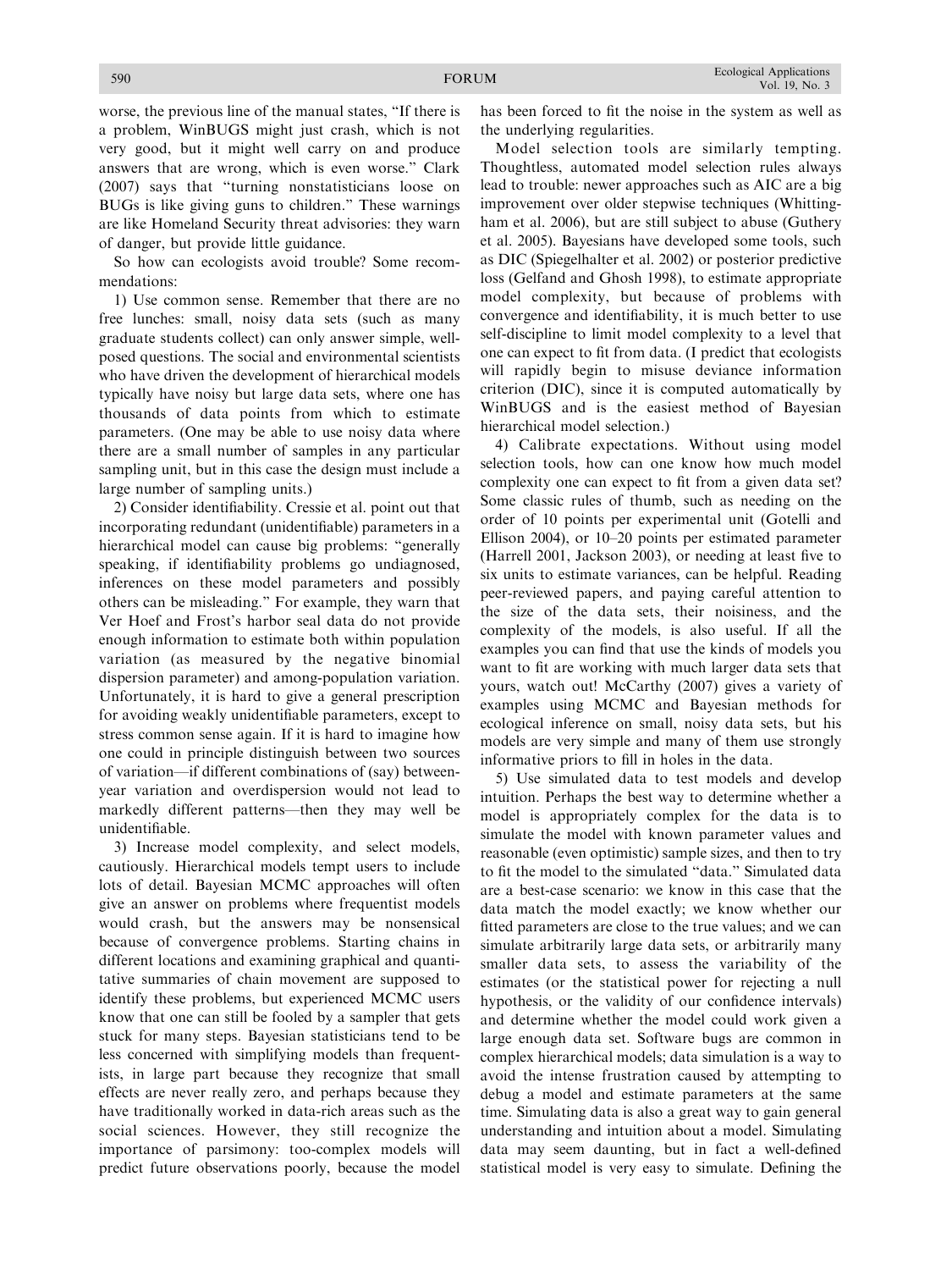worse, the previous line of the manual states, "If there is a problem, WinBUGS might just crash, which is not very good, but it might well carry on and produce answers that are wrong, which is even worse." Clark (2007) says that "turning nonstatisticians loose on BUGs is like giving guns to children." These warnings are like Homeland Security threat advisories: they warn of danger, but provide little guidance.

So how can ecologists avoid trouble? Some recommendations:

1) Use common sense. Remember that there are no free lunches: small, noisy data sets (such as many graduate students collect) can only answer simple, well-posed questions. The social and environmental scientists who have driven the development of hierarchical models typically have noisy but large data sets, where one has thousands of data points from which to estimate parameters. (One may be able to use noisy data where there are a small number of samples in any particular sampling unit, but in this case the design must include a large number of sampling units.)

2) Consider identifiability. Cressie et al. point out that incorporating redundant (unidentifiable) parameters in a hierarchical model can cause big problems: "generally speaking, if identifiability problems go undiagnosed, inferences on these model parameters and possibly others can be misleading." For example, they warn that Ver Hoef and Frost's harbor seal data do not provide enough information to estimate both within population variation (as measured by the negative binomial dispersion parameter) and among-population variation. Unfortunately, it is hard to give a general prescription for avoiding weakly unidentifiable parameters, except to stress common sense again. If it is hard to imagine how one could in principle distinguish between two sources of variation—if different combinations of (say) between-year variation and overdispersion would not lead to markedly different patterns—then they may well be unidentifiable.

3) Increase model complexity, and select models, cautiously. Hierarchical models tempt users to include lots of detail. Bayesian MCMC approaches will often give an answer on problems where frequentist models would crash, but the answers may be nonsensical because of convergence problems. Starting chains in different locations and examining graphical and quantitative summaries of chain movement are supposed to identify these problems, but experienced MCMC users know that one can still be fooled by a sampler that gets stuck for many steps. Bayesian statisticians tend to be less concerned with simplifying models than frequentists, in large part because they recognize that small effects are never really zero, and perhaps because they have traditionally worked in data-rich areas such as the social sciences. However, they still recognize the importance of parsimony: too-complex models will predict future observations poorly, because the model has been forced to fit the noise in the system as well as the underlying regularities.

Model selection tools are similarly tempting. Thoughtless, automated model selection rules always lead to trouble: newer approaches such as AIC are a big improvement over older stepwise techniques (Whittingham et al. 2006), but are still subject to abuse (Guthery et al. 2005). Bayesians have developed some tools, such as DIC (Spiegelhalter et al. 2002) or posterior predictive loss (Gelfand and Ghosh 1998), to estimate appropriate model complexity, but because of problems with convergence and identifiability, it is much better to use self-discipline to limit model complexity to a level that one can expect to fit from data. (I predict that ecologists will rapidly begin to misuse deviance information criterion (DIC), since it is computed automatically by WinBUGS and is the easiest method of Bayesian hierarchical model selection.)

4) Calibrate expectations. Without using model selection tools, how can one know how much model complexity one can expect to fit from a given data set? Some classic rules of thumb, such as needing on the order of 10 points per experimental unit (Gotelli and Ellison 2004), or 10–20 points per estimated parameter (Harrell 2001, Jackson 2003), or needing at least five to six units to estimate variances, can be helpful. Reading peer-reviewed papers, and paying careful attention to the size of the data sets, their noisiness, and the complexity of the models, is also useful. If all the examples you can find that use the kinds of models you want to fit are working with much larger data sets that yours, watch out! McCarthy (2007) gives a variety of examples using MCMC and Bayesian methods for ecological inference on small, noisy data sets, but his models are very simple and many of them use strongly informative priors to fill in holes in the data.

5) Use simulated data to test models and develop intuition. Perhaps the best way to determine whether a model is appropriately complex for the data is to simulate the model with known parameter values and reasonable (even optimistic) sample sizes, and then to try to fit the model to the simulated "data." Simulated data are a best-case scenario: we know in this case that the data match the model exactly; we know whether our fitted parameters are close to the true values; and we can simulate arbitrarily large data sets, or arbitrarily many smaller data sets, to assess the variability of the estimates (or the statistical power for rejecting a null hypothesis, or the validity of our confidence intervals) and determine whether the model could work given a large enough data set. Software bugs are common in complex hierarchical models; data simulation is a way to avoid the intense frustration caused by attempting to debug a model and estimate parameters at the same time. Simulating data is also a great way to gain general understanding and intuition about a model. Simulating data may seem daunting, but in fact a well-defined statistical model is very easy to simulate. Defining the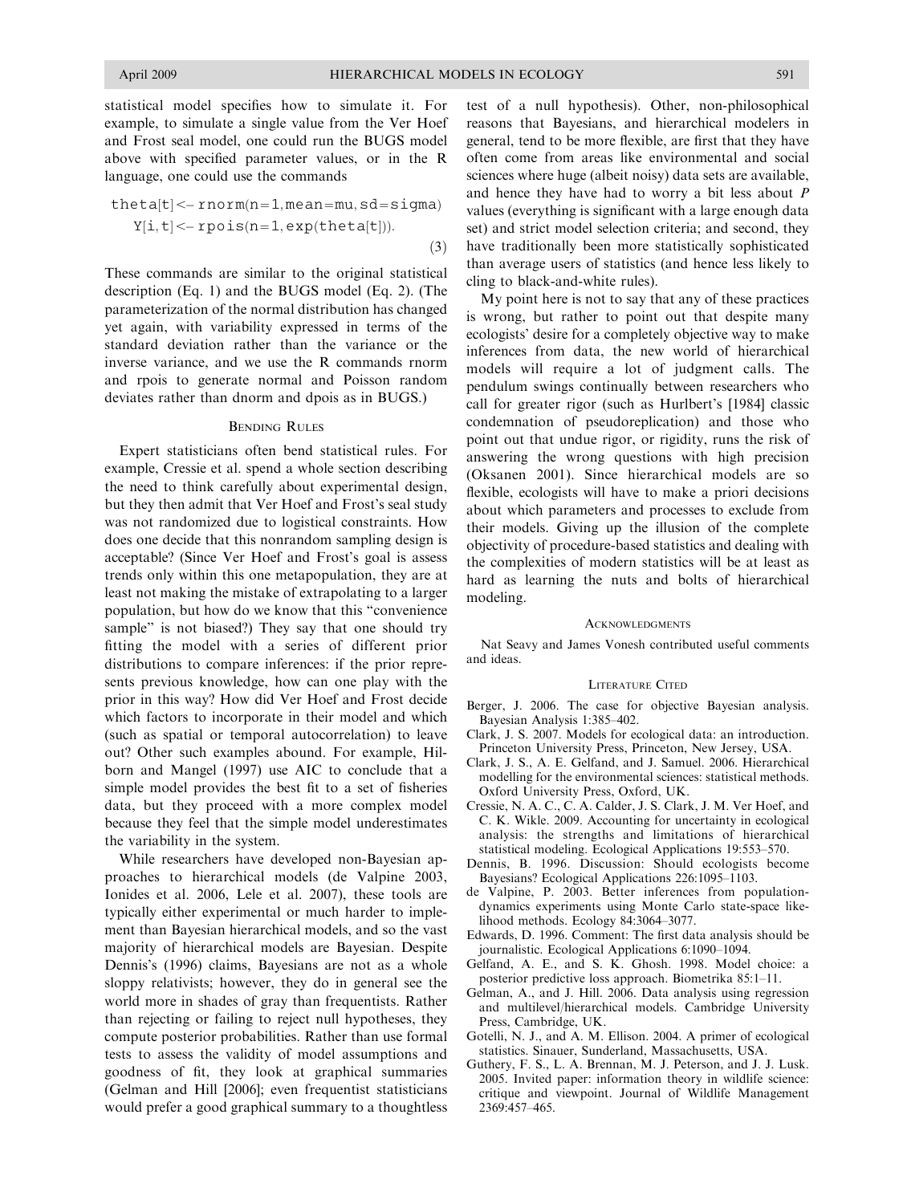statistical model specifies how to simulate it. For example, to simulate a single value from the Ver Hoef and Frost seal model above with specified parameter values, or in the R language, one could use the commands

```
theta[t] <- rnorm(n=1, mean=mu, sd=sigma)
   Y[i, t] <- rpois(n=1, exp(theta[t])).
```
(3)

These commands are similar to the original statistical description (Eq. 1) and the BUGS model (Eq. 2). (The parameterization of the normal distribution has changed yet again, with variability expressed in terms of the standard deviation rather than the variance or the inverse variance, and we use the R commands rnorm and rpois to generate normal and Poisson random deviates rather than dnorm and dpois as in BUGS.)

## Bending Rules

Expert statisticians often bend statistical rules. For example, Cressie et al. spend a whole section describing the need to think carefully about experimental design, but they then admit that Ver Hoef and Frost's seal study was not randomized due to logistical constraints. How does one decide that this nonrandom sampling design is acceptable? (Since Ver Hoef and Frost's goal is assess trends only within this one metapopulation, they are at least not making the mistake of extrapolating to a larger population, but how do we know that this "convenience sample" is not biased?) They say that one should try fitting the model with a series of different prior distributions to compare inferences: if the prior represents previous knowledge, how can one play with the prior in this way? How did Ver Hoef and Frost decide which factors to incorporate in their model and which (such as spatial or temporal autocorrelation) to leave out? Other such examples abound. For example, Hilborn and Mangel (1997) use AIC to conclude that a simple model provides the best fit to a set of fisheries data, but they proceed with a more complex model because they feel that the simple model underestimates the variability in the system.

While researchers have developed non-Bayesian approaches to hierarchical models (de Valpine 2003, Ionides et al. 2006, Lele et al. 2007), these tools are typically either experimental or much harder to implement than Bayesian hierarchical models, and so the vast majority of hierarchical models are Bayesian. Despite Dennis's (1996) claims, Bayesians are not as a whole sloppy relativists; however, they do in general see the world more in shades of gray than frequentists. Rather than rejecting or failing to reject null hypotheses, they compute posterior probabilities. Rather than use formal tests to assess the validity of model assumptions and goodness of fit, they look at graphical summaries (Gelman and Hill [2006]; even frequentist statisticians would prefer a good graphical summary to a thoughtless test of a null hypothesis). Other, non-philosophical reasons that Bayesians, and hierarchical modelers in general, tend to be more flexible, are first that they have often come from areas like environmental and social sciences where huge (albeit noisy) data sets are available, and hence they have had to worry a bit less about $P$ values (everything is significant with a large enough data set) and strict model selection criteria; and second, they have traditionally been more statistically sophisticated than average users of statistics (and hence less likely to cling to black-and-white rules).

My point here is not to say that any of these practices is wrong, but rather to point out that despite many ecologists' desire for a completely objective way to make inferences from data, the new world of hierarchical models will require a lot of judgment calls. The pendulum swings continually between researchers who call for greater rigor (such as Hurlbert's [1984] classic condemnation of pseudoreplication) and those who point out that undue rigor, or rigidity, runs the risk of answering the wrong questions with high precision (Oksanen 2001). Since hierarchical models are so flexible, ecologists will have to make a priori decisions about which parameters and processes to exclude from their models. Giving up the illusion of the complete objectivity of procedure-based statistics and dealing with the complexities of modern statistics will be at least as hard as learning the nuts and bolts of hierarchical modeling.

## Acknowledgments

Nat Seavy and James Vonesh contributed useful comments and ideas.

## Literature Cited

Berger, J. 2006. The case for objective Bayesian analysis. Bayesian Analysis 1:385–402.

Clark, J. S. 2007. Models for ecological data: an introduction. Princeton University Press, Princeton, New Jersey, USA.

Clark, J. S., A. E. Gelfand, and J. Samuel. 2006. Hierarchical modelling for the environmental sciences: statistical methods. Oxford University Press, Oxford, UK.

Cressie, N. A. C., C. A. Calder, J. S. Clark, J. M. Ver Hoef, and C. K. Wikle. 2009. Accounting for uncertainty in ecological analysis: the strengths and limitations of hierarchical statistical modeling. Ecological Applications 19:553–570.

Dennis, B. 1996. Discussion: Should ecologists become Bayesians? Ecological Applications 226:1095–1103.

de Valpine, P. 2003. Better inferences from population-dynamics experiments using Monte Carlo state-space likelihood methods. Ecology 84:3064–3077.

Edwards, D. 1996. Comment: The first data analysis should be journalistic. Ecological Applications 6:1090–1094.

Gelfand, A. E., and S. K. Ghosh. 1998. Model choice: a posterior predictive loss approach. Biometrika 85:1–11.

Gelman, A., and J. Hill. 2006. Data analysis using regression and multilevel/hierarchical models. Cambridge University Press, Cambridge, UK.

Gotelli, N. J., and A. M. Ellison. 2004. A primer of ecological statistics. Sinauer, Sunderland, Massachusetts, USA.

Guthery, F. S., L. A. Brennan, M. J. Peterson, and J. J. Lusk. 2005. Invited paper: information theory in wildlife science: critique and viewpoint. Journal of Wildlife Management 2369:457–465.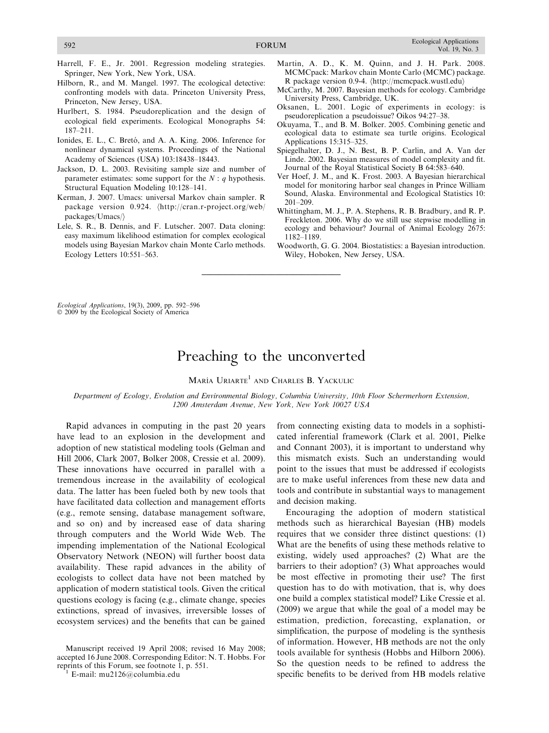Harrell, F. E., Jr. 2001. Regression modeling strategies. Springer, New York, New York, USA.

Hilborn, R., and M. Mangel. 1997. The ecological detective: confronting models with data. Princeton University Press, Princeton, New Jersey, USA.

Hurlbert, S. 1984. Pseudoreplication and the design of ecological field experiments. Ecological Monographs 54: 187–211.

Ionides, E. L., C. Bretó, and A. A. King. 2006. Inference for nonlinear dynamical systems. Proceedings of the National Academy of Sciences (USA) 103:18438–18443.

Jackson, D. L. 2003. Revisiting sample size and number of parameter estimates: some support for the $N : q$ hypothesis. Structural Equation Modeling 10:128–141.

Kerman, J. 2007. Umacs: universal Markov chain sampler. R package version 0.924. ⟨http://cran.r-project.org/web/packages/Umacs/⟩

Lele, S. R., B. Dennis, and F. Lutscher. 2007. Data cloning: easy maximum likelihood estimation for complex ecological models using Bayesian Markov chain Monte Carlo methods. Ecology Letters 10:551–563.

Martin, A. D., K. M. Quinn, and J. H. Park. 2008. MCMCpack: Markov chain Monte Carlo (MCMC) package. R package version 0.9-4. ⟨http://mcmcpack.wustl.edu⟩

McCarthy, M. 2007. Bayesian methods for ecology. Cambridge University Press, Cambridge, UK.

Oksanen, L. 2001. Logic of experiments in ecology: is pseudoreplication a pseudoissue? Oikos 94:27–38.

Okuyama, T., and B. M. Bolker. 2005. Combining genetic and ecological data to estimate sea turtle origins. Ecological Applications 15:315–325.

Spiegelhalter, D. J., N. Best, B. P. Carlin, and A. Van der Linde. 2002. Bayesian measures of model complexity and fit. Journal of the Royal Statistical Society B 64:583–640.

Ver Hoef, J. M., and K. Frost. 2003. A Bayesian hierarchical model for monitoring harbor seal changes in Prince William Sound, Alaska. Environmental and Ecological Statistics 10: 201–209.

Whittingham, M. J., P. A. Stephens, R. B. Bradbury, and R. P. Freckleton. 2006. Why do we still use stepwise modelling in ecology and behaviour? Journal of Animal Ecology 2675: 1182–1189.

Woodworth, G. G. 2004. Biostatistics: a Bayesian introduction. Wiley, Hoboken, New Jersey, USA.

---

*Ecological Applications*, 19(3), 2009, pp. 592–596
© 2009 by the Ecological Society of America

# Preaching to the unconverted

María Uriarte[1] and Charles B. Yackulic

*Department of Ecology, Evolution and Environmental Biology, Columbia University, 10th Floor Schermerhorn Extension, 1200 Amsterdam Avenue, New York, New York 10027 USA*

Rapid advances in computing in the past 20 years have lead to an explosion in the development and adoption of new statistical modeling tools (Gelman and Hill 2006, Clark 2007, Bolker 2008, Cressie et al. 2009). These innovations have occurred in parallel with a tremendous increase in the availability of ecological data. The latter has been fueled both by new tools that have facilitated data collection and management efforts (e.g., remote sensing, database management software, and so on) and by increased ease of data sharing through computers and the World Wide Web. The impending implementation of the National Ecological Observatory Network (NEON) will further boost data availability. These rapid advances in the ability of ecologists to collect data have not been matched by application of modern statistical tools. Given the critical questions ecology is facing (e.g., climate change, species extinctions, spread of invasives, irreversible losses of ecosystem services) and the benefits that can be gained from connecting existing data to models in a sophisticated inferential framework (Clark et al. 2001, Pielke and Connant 2003), it is important to understand why this mismatch exists. Such an understanding would point to the issues that must be addressed if ecologists are to make useful inferences from these new data and tools and contribute in substantial ways to management and decision making.

Encouraging the adoption of modern statistical methods such as hierarchical Bayesian (HB) models requires that we consider three distinct questions: (1) What are the benefits of using these methods relative to existing, widely used approaches? (2) What are the barriers to their adoption? (3) What approaches would be most effective in promoting their use? The first question has to do with motivation, that is, why does one build a complex statistical model? Like Cressie et al. (2009) we argue that while the goal of a model may be estimation, prediction, forecasting, explanation, or simplification, the purpose of modeling is the synthesis of information. However, HB methods are not the only tools available for synthesis (Hobbs and Hilborn 2006). So the question needs to be refined to address the specific benefits to be derived from HB models relative

Manuscript received 19 April 2008; revised 16 May 2008; accepted 16 June 2008. Corresponding Editor: N. T. Hobbs. For reprints of this Forum, see footnote 1, p. 551.

[1] E-mail: mu2126@columbia.edu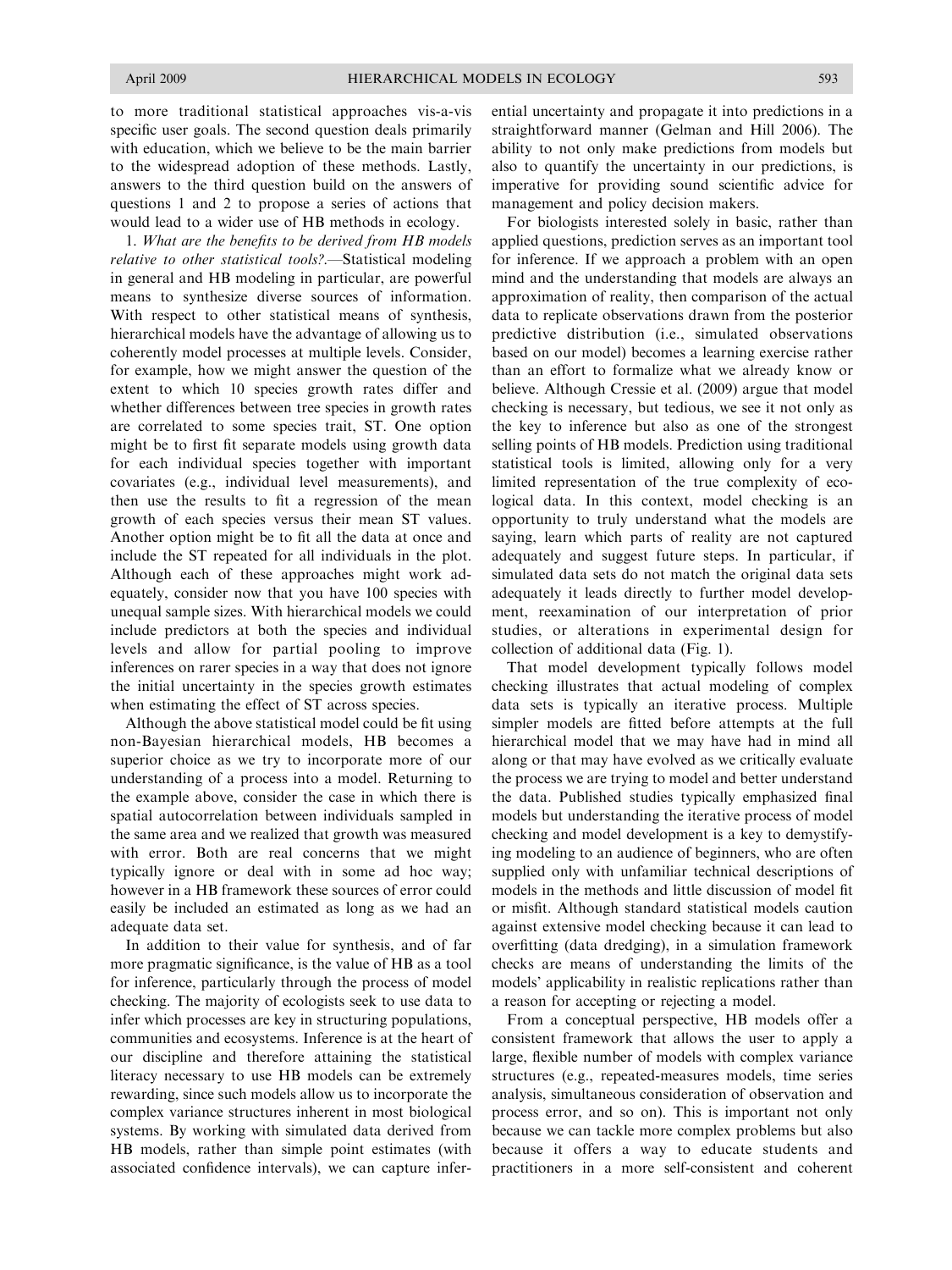to more traditional statistical approaches vis-a-vis specific user goals. The second question deals primarily with education, which we believe to be the main barrier to the widespread adoption of these methods. Lastly, answers to the third question build on the answers of questions 1 and 2 to propose a series of actions that would lead to a wider use of HB methods in ecology.

1. *What are the benefits to be derived from HB models relative to other statistical tools?*—Statistical modeling in general and HB modeling in particular, are powerful means to synthesize diverse sources of information. With respect to other statistical means of synthesis, hierarchical models have the advantage of allowing us to coherently model processes at multiple levels. Consider, for example, how we might answer the question of the extent to which 10 species growth rates differ and whether differences between tree species in growth rates are correlated to some species trait, ST. One option might be to first fit separate models using growth data for each individual species together with important covariates (e.g., individual level measurements), and then use the results to fit a regression of the mean growth of each species versus their mean ST values. Another option might be to fit all the data at once and include the ST repeated for all individuals in the plot. Although each of these approaches might work adequately, consider now that you have 100 species with unequal sample sizes. With hierarchical models we could include predictors at both the species and individual levels and allow for partial pooling to improve inferences on rarer species in a way that does not ignore the initial uncertainty in the species growth estimates when estimating the effect of ST across species.

Although the above statistical model could be fit using non-Bayesian hierarchical models, HB becomes a superior choice as we try to incorporate more of our understanding of a process into a model. Returning to the example above, consider the case in which there is spatial autocorrelation between individuals sampled in the same area and we realized that growth was measured with error. Both are real concerns that we might typically ignore or deal with in some ad hoc way; however in a HB framework these sources of error could easily be included an estimated as long as we had an adequate data set.

In addition to their value for synthesis, and of far more pragmatic significance, is the value of HB as a tool for inference, particularly through the process of model checking. The majority of ecologists seek to use data to infer which processes are key in structuring populations, communities and ecosystems. Inference is at the heart of our discipline and therefore attaining the statistical literacy necessary to use HB models can be extremely rewarding, since such models allow us to incorporate the complex variance structures inherent in most biological systems. By working with simulated data derived from HB models, rather than simple point estimates (with associated confidence intervals), we can capture inferential uncertainty and propagate it into predictions in a straightforward manner (Gelman and Hill 2006). The ability to not only make predictions from models but also to quantify the uncertainty in our predictions, is imperative for providing sound scientific advice for management and policy decision makers.

For biologists interested solely in basic, rather than applied questions, prediction serves as an important tool for inference. If we approach a problem with an open mind and the understanding that models are always an approximation of reality, then comparison of the actual data to replicate observations drawn from the posterior predictive distribution (i.e., simulated observations based on our model) becomes a learning exercise rather than an effort to formalize what we already know or believe. Although Cressie et al. (2009) argue that model checking is necessary, but tedious, we see it not only as the key to inference but also as one of the strongest selling points of HB models. Prediction using traditional statistical tools is limited, allowing only for a very limited representation of the true complexity of ecological data. In this context, model checking is an opportunity to truly understand what the models are saying, learn which parts of reality are not captured adequately and suggest future steps. In particular, if simulated data sets do not match the original data sets adequately it leads directly to further model development, reexamination of our interpretation of prior studies, or alterations in experimental design for collection of additional data (Fig. 1).

That model development typically follows model checking illustrates that actual modeling of complex data sets is typically an iterative process. Multiple simpler models are fitted before attempts at the full hierarchical model that we may have had in mind all along or that may have evolved as we critically evaluate the process we are trying to model and better understand the data. Published studies typically emphasized final models but understanding the iterative process of model checking and model development is a key to demystifying modeling to an audience of beginners, who are often supplied only with unfamiliar technical descriptions of models in the methods and little discussion of model fit or misfit. Although standard statistical models caution against extensive model checking because it can lead to overfitting (data dredging), in a simulation framework checks are means of understanding the limits of the models' applicability in realistic replications rather than a reason for accepting or rejecting a model.

From a conceptual perspective, HB models offer a consistent framework that allows the user to apply a large, flexible number of models with complex variance structures (e.g., repeated-measures models, time series analysis, simultaneous consideration of observation and process error, and so on). This is important not only because we can tackle more complex problems but also because it offers a way to educate students and practitioners in a more self-consistent and coherent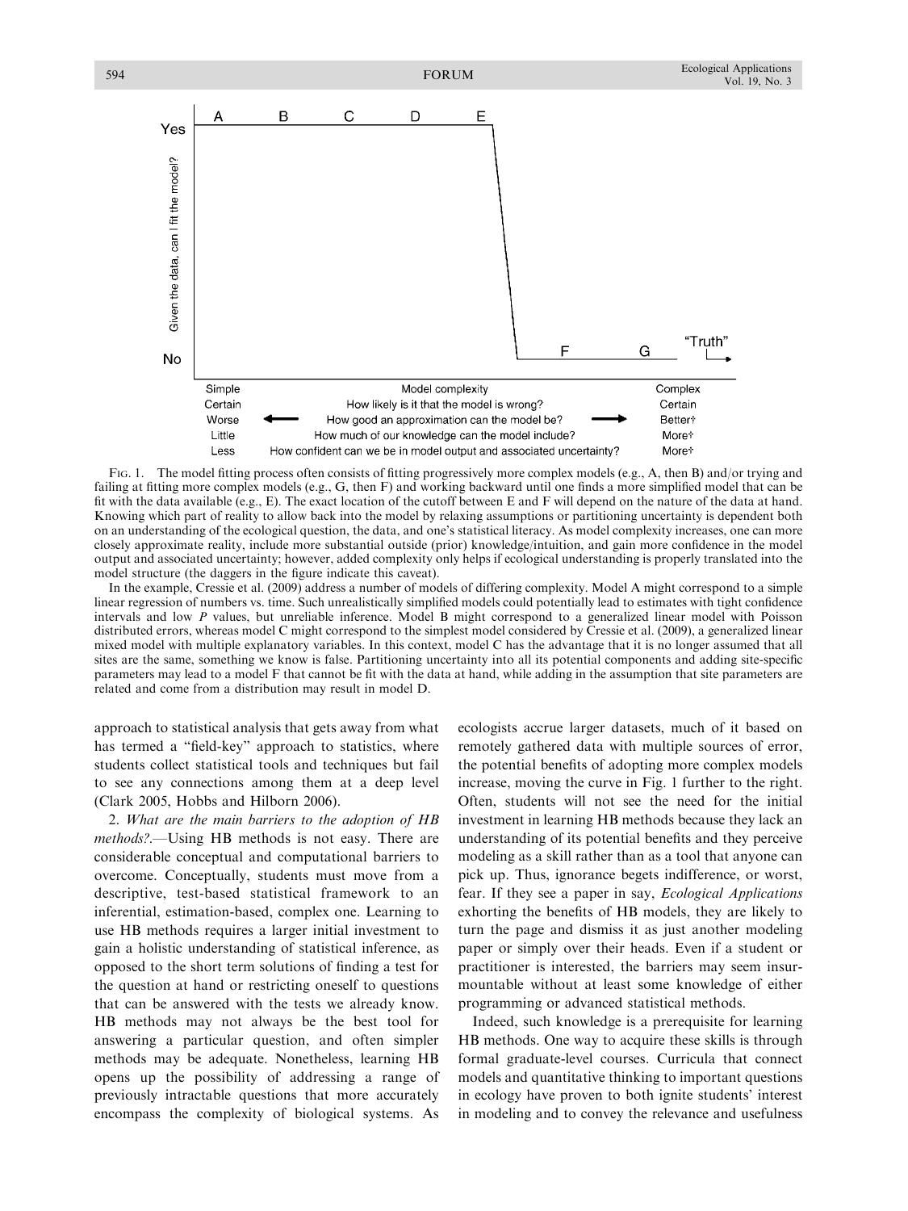Yes

A B C D E

Given the data, can I fit the model?

F G "Truth"

No

Simple — Model complexity — Complex

Certain — How likely is it that the model is wrong? — Certain

Worse — How good an approximation can the model be? — Better†

Little — How much of our knowledge can the model include? — More†

Less — How confident can we be in model output and associated uncertainty? — More†

FIG. 1. The model fitting process often consists of fitting progressively more complex models (e.g., A, then B) and/or trying and failing at fitting more complex models (e.g., G, then F) and working backward until one finds a more simplified model that can be fit with the data available (e.g., E). The exact location of the cutoff between E and F will depend on the nature of the data at hand. Knowing which part of reality to allow back into the model by relaxing assumptions or partitioning uncertainty is dependent both on an understanding of the ecological question, the data, and one's statistical literacy. As model complexity increases, one can more closely approximate reality, include more substantial outside (prior) knowledge/intuition, and gain more confidence in the model output and associated uncertainty; however, added complexity only helps if ecological understanding is properly translated into the model structure (the daggers in the figure indicate this caveat).

In the example, Cressie et al. (2009) address a number of models of differing complexity. Model A might correspond to a simple linear regression of numbers vs. time. Such unrealistically simplified models could potentially lead to estimates with tight confidence intervals and low $P$ values, but unreliable inference. Model B might correspond to a generalized linear model with Poisson distributed errors, whereas model C might correspond to the simplest model considered by Cressie et al. (2009), a generalized linear mixed model with multiple explanatory variables. In this context, model C has the advantage that it is no longer assumed that all sites are the same, something we know is false. Partitioning uncertainty into all its potential components and adding site-specific parameters may lead to a model F that cannot be fit with the data at hand, while adding in the assumption that site parameters are related and come from a distribution may result in model D.

approach to statistical analysis that gets away from what has termed a "field-key" approach to statistics, where students collect statistical tools and techniques but fail to see any connections among them at a deep level (Clark 2005, Hobbs and Hilborn 2006).

2. *What are the main barriers to the adoption of HB methods?*—Using HB methods is not easy. There are considerable conceptual and computational barriers to overcome. Conceptually, students must move from a descriptive, test-based statistical framework to an inferential, estimation-based, complex one. Learning to use HB methods requires a larger initial investment to gain a holistic understanding of statistical inference, as opposed to the short term solutions of finding a test for the question at hand or restricting oneself to questions that can be answered with the tests we already know. HB methods may not always be the best tool for answering a particular question, and often simpler methods may be adequate. Nonetheless, learning HB opens up the possibility of addressing a range of previously intractable questions that more accurately encompass the complexity of biological systems. As ecologists accrue larger datasets, much of it based on remotely gathered data with multiple sources of error, the potential benefits of adopting more complex models increase, moving the curve in Fig. 1 further to the right. Often, students will not see the need for the initial investment in learning HB methods because they lack an understanding of its potential benefits and they perceive modeling as a skill rather than as a tool that anyone can pick up. Thus, ignorance begets indifference, or worst, fear. If they see a paper in say, *Ecological Applications* exhorting the benefits of HB models, they are likely to turn the page and dismiss it as just another modeling paper or simply over their heads. Even if a student or practitioner is interested, the barriers may seem insurmountable without at least some knowledge of either programming or advanced statistical methods.

Indeed, such knowledge is a prerequisite for learning HB methods. One way to acquire these skills is through formal graduate-level courses. Curricula that connect models and quantitative thinking to important questions in ecology have proven to both ignite students' interest in modeling and to convey the relevance and usefulness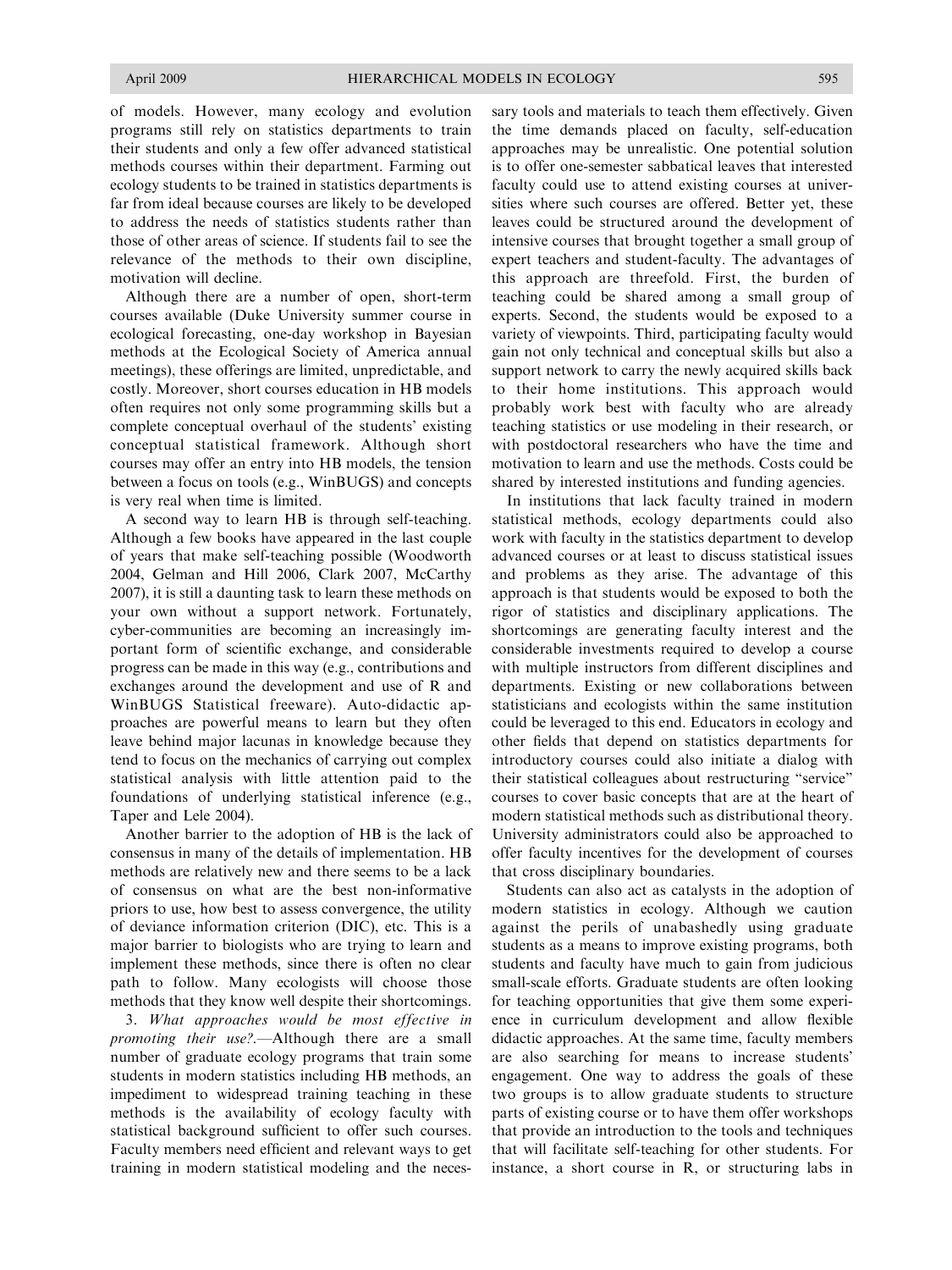of models. However, many ecology and evolution programs still rely on statistics departments to train their students and only a few offer advanced statistical methods courses within their department. Farming out ecology students to be trained in statistics departments is far from ideal because courses are likely to be developed to address the needs of statistics students rather than those of other areas of science. If students fail to see the relevance of the methods to their own discipline, motivation will decline.

Although there are a number of open, short-term courses available (Duke University summer course in ecological forecasting, one-day workshop in Bayesian methods at the Ecological Society of America annual meetings), these offerings are limited, unpredictable, and costly. Moreover, short courses education in HB models often requires not only some programming skills but a complete conceptual overhaul of the students' existing conceptual statistical framework. Although short courses may offer an entry into HB models, the tension between a focus on tools (e.g., WinBUGS) and concepts is very real when time is limited.

A second way to learn HB is through self-teaching. Although a few books have appeared in the last couple of years that make self-teaching possible (Woodworth 2004, Gelman and Hill 2006, Clark 2007, McCarthy 2007), it is still a daunting task to learn these methods on your own without a support network. Fortunately, cyber-communities are becoming an increasingly important form of scientific exchange, and considerable progress can be made in this way (e.g., contributions and exchanges around the development and use of R and WinBUGS Statistical freeware). Auto-didactic approaches are powerful means to learn but they often leave behind major lacunas in knowledge because they tend to focus on the mechanics of carrying out complex statistical analysis with little attention paid to the foundations of underlying statistical inference (e.g., Taper and Lele 2004).

Another barrier to the adoption of HB is the lack of consensus in many of the details of implementation. HB methods are relatively new and there seems to be a lack of consensus on what are the best non-informative priors to use, how best to assess convergence, the utility of deviance information criterion (DIC), etc. This is a major barrier to biologists who are trying to learn and implement these methods, since there is often no clear path to follow. Many ecologists will choose those methods that they know well despite their shortcomings.

3. *What approaches would be most effective in promoting their use?*—Although there are a small number of graduate ecology programs that train some students in modern statistics including HB methods, an impediment to widespread training teaching in these methods is the availability of ecology faculty with statistical background sufficient to offer such courses. Faculty members need efficient and relevant ways to get training in modern statistical modeling and the necessary tools and materials to teach them effectively. Given the time demands placed on faculty, self-education approaches may be unrealistic. One potential solution is to offer one-semester sabbatical leaves that interested faculty could use to attend existing courses at universities where such courses are offered. Better yet, these leaves could be structured around the development of intensive courses that brought together a small group of expert teachers and student-faculty. The advantages of this approach are threefold. First, the burden of teaching could be shared among a small group of experts. Second, the students would be exposed to a variety of viewpoints. Third, participating faculty would gain not only technical and conceptual skills but also a support network to carry the newly acquired skills back to their home institutions. This approach would probably work best with faculty who are already teaching statistics or use modeling in their research, or with postdoctoral researchers who have the time and motivation to learn and use the methods. Costs could be shared by interested institutions and funding agencies.

In institutions that lack faculty trained in modern statistical methods, ecology departments could also work with faculty in the statistics department to develop advanced courses or at least to discuss statistical issues and problems as they arise. The advantage of this approach is that students would be exposed to both the rigor of statistics and disciplinary applications. The shortcomings are generating faculty interest and the considerable investments required to develop a course with multiple instructors from different disciplines and departments. Existing or new collaborations between statisticians and ecologists within the same institution could be leveraged to this end. Educators in ecology and other fields that depend on statistics departments for introductory courses could also initiate a dialog with their statistical colleagues about restructuring "service" courses to cover basic concepts that are at the heart of modern statistical methods such as distributional theory. University administrators could also be approached to offer faculty incentives for the development of courses that cross disciplinary boundaries.

Students can also act as catalysts in the adoption of modern statistics in ecology. Although we caution against the perils of unabashedly using graduate students as a means to improve existing programs, both students and faculty have much to gain from judicious small-scale efforts. Graduate students are often looking for teaching opportunities that give them some experience in curriculum development and allow flexible didactic approaches. At the same time, faculty members are also searching for means to increase students' engagement. One way to address the goals of these two groups is to allow graduate students to structure parts of existing course or to have them offer workshops that provide an introduction to the tools and techniques that will facilitate self-teaching for other students. For instance, a short course in R, or structuring labs in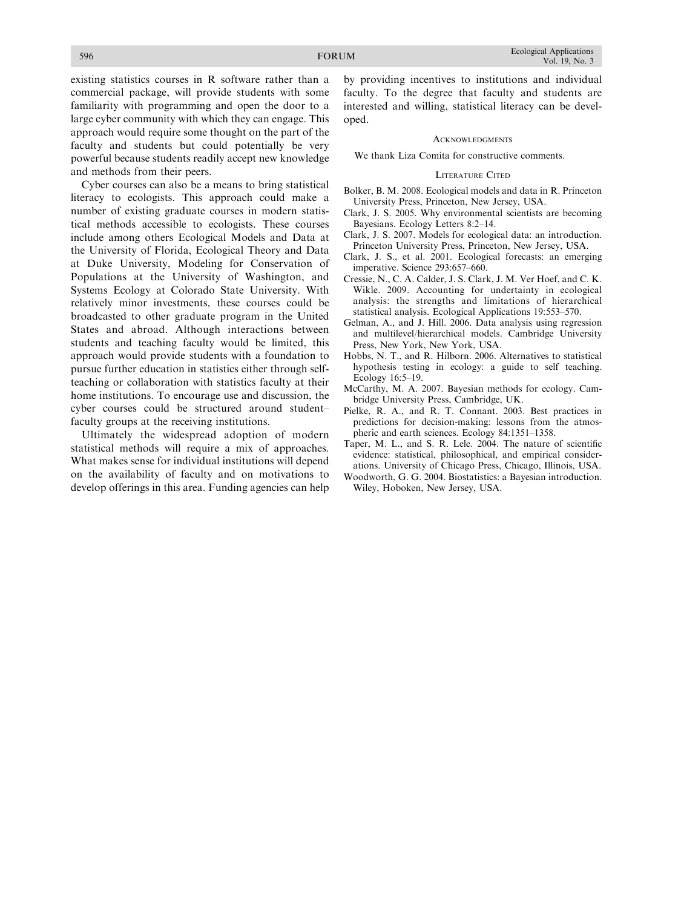existing statistics courses in R software rather than a commercial package, will provide students with some familiarity with programming and open the door to a large cyber community with which they can engage. This approach would require some thought on the part of the faculty and students but could potentially be very powerful because students readily accept new knowledge and methods from their peers.

Cyber courses can also be a means to bring statistical literacy to ecologists. This approach could make a number of existing graduate courses in modern statistical methods accessible to ecologists. These courses include among others Ecological Models and Data at the University of Florida, Ecological Theory and Data at Duke University, Modeling for Conservation of Populations at the University of Washington, and Systems Ecology at Colorado State University. With relatively minor investments, these courses could be broadcasted to other graduate program in the United States and abroad. Although interactions between students and teaching faculty would be limited, this approach would provide students with a foundation to pursue further education in statistics either through self-teaching or collaboration with statistics faculty at their home institutions. To encourage use and discussion, the cyber courses could be structured around student–faculty groups at the receiving institutions.

Ultimately the widespread adoption of modern statistical methods will require a mix of approaches. What makes sense for individual institutions will depend on the availability of faculty and on motivations to develop offerings in this area. Funding agencies can help by providing incentives to institutions and individual faculty. To the degree that faculty and students are interested and willing, statistical literacy can be developed.

## Acknowledgments

We thank Liza Comita for constructive comments.

## Literature Cited

Bolker, B. M. 2008. Ecological models and data in R. Princeton University Press, Princeton, New Jersey, USA.

Clark, J. S. 2005. Why environmental scientists are becoming Bayesians. Ecology Letters 8:2–14.

Clark, J. S. 2007. Models for ecological data: an introduction. Princeton University Press, Princeton, New Jersey, USA.

Clark, J. S., et al. 2001. Ecological forecasts: an emerging imperative. Science 293:657–660.

Cressie, N., C. A. Calder, J. S. Clark, J. M. Ver Hoef, and C. K. Wikle. 2009. Accounting for undertainty in ecological analysis: the strengths and limitations of hierarchical statistical analysis. Ecological Applications 19:553–570.

Gelman, A., and J. Hill. 2006. Data analysis using regression and multilevel/hierarchical models. Cambridge University Press, New York, New York, USA.

Hobbs, N. T., and R. Hilborn. 2006. Alternatives to statistical hypothesis testing in ecology: a guide to self teaching. Ecology 16:5–19.

McCarthy, M. A. 2007. Bayesian methods for ecology. Cambridge University Press, Cambridge, UK.

Pielke, R. A., and R. T. Connant. 2003. Best practices in predictions for decision-making: lessons from the atmospheric and earth sciences. Ecology 84:1351–1358.

Taper, M. L., and S. R. Lele. 2004. The nature of scientific evidence: statistical, philosophical, and empirical considerations. University of Chicago Press, Chicago, Illinois, USA.

Woodworth, G. G. 2004. Biostatistics: a Bayesian introduction. Wiley, Hoboken, New Jersey, USA.